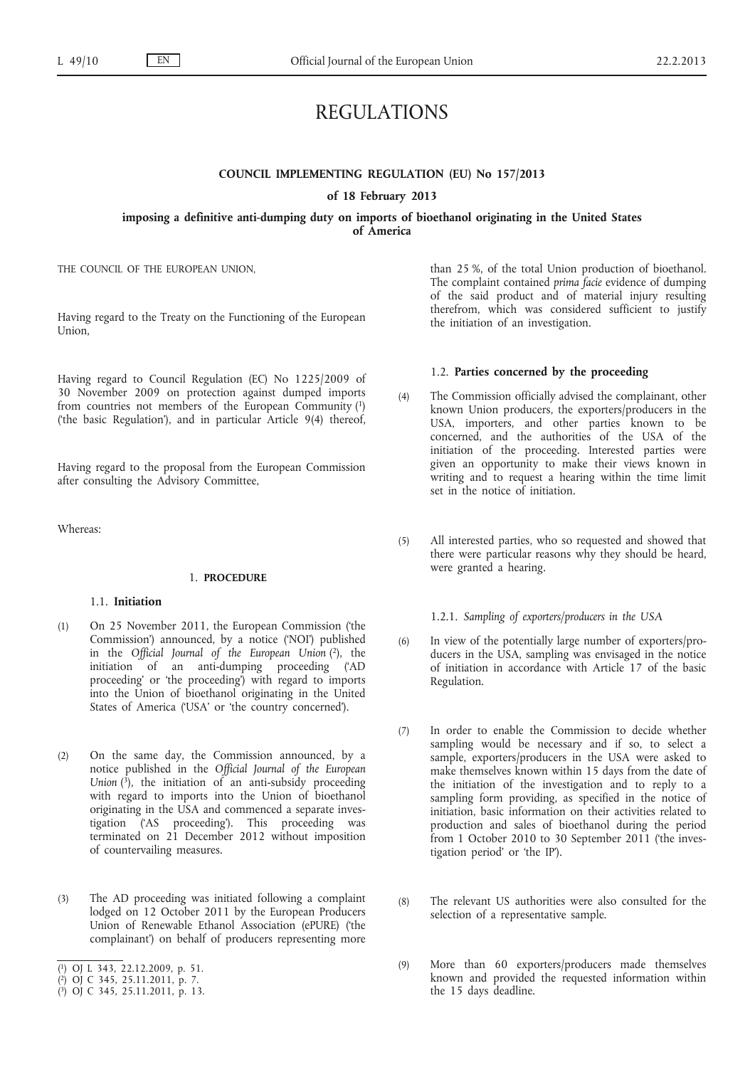# REGULATIONS

**COUNCIL IMPLEMENTING REGULATION (EU) No 157/2013**

**of 18 February 2013**

**imposing a definitive anti-dumping duty on imports of bioethanol originating in the United States of America**

THE COUNCIL OF THE EUROPEAN UNION,

Having regard to the Treaty on the Functioning of the European Union,

Having regard to Council Regulation (EC) No 1225/2009 of 30 November 2009 on protection against dumped imports from countries not members of the European Community [1] ('the basic Regulation'), and in particular Article 9(4) thereof,

Having regard to the proposal from the European Commission after consulting the Advisory Committee,

Whereas:

## 1. PROCEDURE

### 1.1. Initiation

(1) On 25 November 2011, the European Commission ('the Commission') announced, by a notice ('NOI') published in the *Official Journal of the European Union* [2], the initiation of an anti-dumping proceeding ('AD proceeding' or 'the proceeding') with regard to imports into the Union of bioethanol originating in the United States of America ('USA' or 'the country concerned').

(2) On the same day, the Commission announced, by a notice published in the *Official Journal of the European Union* [3], the initiation of an anti-subsidy proceeding with regard to imports into the Union of bioethanol originating in the USA and commenced a separate investigation ('AS proceeding'). This proceeding was terminated on 21 December 2012 without imposition of countervailing measures.

(3) The AD proceeding was initiated following a complaint lodged on 12 October 2011 by the European Producers Union of Renewable Ethanol Association (ePURE) ('the complainant') on behalf of producers representing more than 25 %, of the total Union production of bioethanol. The complaint contained *prima facie* evidence of dumping of the said product and of material injury resulting therefrom, which was considered sufficient to justify the initiation of an investigation.

### 1.2. Parties concerned by the proceeding

(4) The Commission officially advised the complainant, other known Union producers, the exporters/producers in the USA, importers, and other parties known to be concerned, and the authorities of the USA of the initiation of the proceeding. Interested parties were given an opportunity to make their views known in writing and to request a hearing within the time limit set in the notice of initiation.

(5) All interested parties, who so requested and showed that there were particular reasons why they should be heard, were granted a hearing.

#### 1.2.1. *Sampling of exporters/producers in the USA*

(6) In view of the potentially large number of exporters/producers in the USA, sampling was envisaged in the notice of initiation in accordance with Article 17 of the basic Regulation.

(7) In order to enable the Commission to decide whether sampling would be necessary and if so, to select a sample, exporters/producers in the USA were asked to make themselves known within 15 days from the date of the initiation of the investigation and to reply to a sampling form providing, as specified in the notice of initiation, basic information on their activities related to production and sales of bioethanol during the period from 1 October 2010 to 30 September 2011 ('the investigation period' or 'the IP').

(8) The relevant US authorities were also consulted for the selection of a representative sample.

(9) More than 60 exporters/producers made themselves known and provided the requested information within the 15 days deadline.

---

[1] OJ L 343, 22.12.2009, p. 51.

[2] OJ C 345, 25.11.2011, p. 7.

[3] OJ C 345, 25.11.2011, p. 13.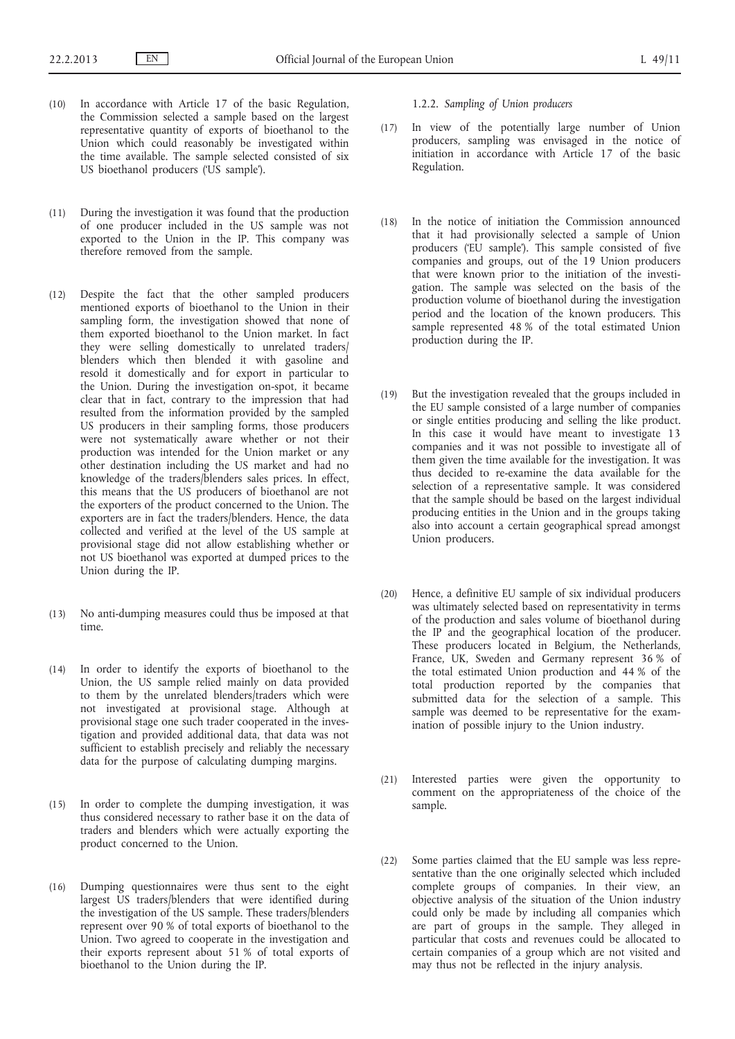(10) In accordance with Article 17 of the basic Regulation, the Commission selected a sample based on the largest representative quantity of exports of bioethanol to the Union which could reasonably be investigated within the time available. The sample selected consisted of six US bioethanol producers ('US sample').

(11) During the investigation it was found that the production of one producer included in the US sample was not exported to the Union in the IP. This company was therefore removed from the sample.

(12) Despite the fact that the other sampled producers mentioned exports of bioethanol to the Union in their sampling form, the investigation showed that none of them exported bioethanol to the Union market. In fact they were selling domestically to unrelated traders/blenders which then blended it with gasoline and resold it domestically and for export in particular to the Union. During the investigation on-spot, it became clear that in fact, contrary to the impression that had resulted from the information provided by the sampled US producers in their sampling forms, those producers were not systematically aware whether or not their production was intended for the Union market or any other destination including the US market and had no knowledge of the traders/blenders sales prices. In effect, this means that the US producers of bioethanol are not the exporters of the product concerned to the Union. The exporters are in fact the traders/blenders. Hence, the data collected and verified at the level of the US sample at provisional stage did not allow establishing whether or not US bioethanol was exported at dumped prices to the Union during the IP.

(13) No anti-dumping measures could thus be imposed at that time.

(14) In order to identify the exports of bioethanol to the Union, the US sample relied mainly on data provided to them by the unrelated blenders/traders which were not investigated at provisional stage. Although at provisional stage one such trader cooperated in the investigation and provided additional data, that data was not sufficient to establish precisely and reliably the necessary data for the purpose of calculating dumping margins.

(15) In order to complete the dumping investigation, it was thus considered necessary to rather base it on the data of traders and blenders which were actually exporting the product concerned to the Union.

(16) Dumping questionnaires were thus sent to the eight largest US traders/blenders that were identified during the investigation of the US sample. These traders/blenders represent over 90 % of total exports of bioethanol to the Union. Two agreed to cooperate in the investigation and their exports represent about 51 % of total exports of bioethanol to the Union during the IP.

#### 1.2.2. *Sampling of Union producers*

(17) In view of the potentially large number of Union producers, sampling was envisaged in the notice of initiation in accordance with Article 17 of the basic Regulation.

(18) In the notice of initiation the Commission announced that it had provisionally selected a sample of Union producers ('EU sample'). This sample consisted of five companies and groups, out of the 19 Union producers that were known prior to the initiation of the investigation. The sample was selected on the basis of the production volume of bioethanol during the investigation period and the location of the known producers. This sample represented 48 % of the total estimated Union production during the IP.

(19) But the investigation revealed that the groups included in the EU sample consisted of a large number of companies or single entities producing and selling the like product. In this case it would have meant to investigate 13 companies and it was not possible to investigate all of them given the time available for the investigation. It was thus decided to re-examine the data available for the selection of a representative sample. It was considered that the sample should be based on the largest individual producing entities in the Union and in the groups taking also into account a certain geographical spread amongst Union producers.

(20) Hence, a definitive EU sample of six individual producers was ultimately selected based on representativity in terms of the production and sales volume of bioethanol during the IP and the geographical location of the producer. These producers located in Belgium, the Netherlands, France, UK, Sweden and Germany represent 36 % of the total estimated Union production and 44 % of the total production reported by the companies that submitted data for the selection of a sample. This sample was deemed to be representative for the examination of possible injury to the Union industry.

(21) Interested parties were given the opportunity to comment on the appropriateness of the choice of the sample.

(22) Some parties claimed that the EU sample was less representative than the one originally selected which included complete groups of companies. In their view, an objective analysis of the situation of the Union industry could only be made by including all companies which are part of groups in the sample. They alleged in particular that costs and revenues could be allocated to certain companies of a group which are not visited and may thus not be reflected in the injury analysis.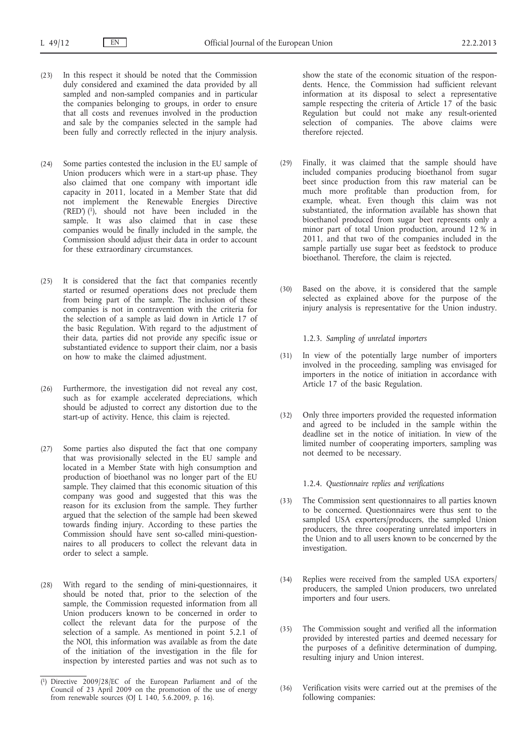(23) In this respect it should be noted that the Commission duly considered and examined the data provided by all sampled and non-sampled companies and in particular the companies belonging to groups, in order to ensure that all costs and revenues involved in the production and sale by the companies selected in the sample had been fully and correctly reflected in the injury analysis.

(24) Some parties contested the inclusion in the EU sample of Union producers which were in a start-up phase. They also claimed that one company with important idle capacity in 2011, located in a Member State that did not implement the Renewable Energies Directive ('RED') [1], should not have been included in the sample. It was also claimed that in case these companies would be finally included in the sample, the Commission should adjust their data in order to account for these extraordinary circumstances.

(25) It is considered that the fact that companies recently started or resumed operations does not preclude them from being part of the sample. The inclusion of these companies is not in contravention with the criteria for the selection of a sample as laid down in Article 17 of the basic Regulation. With regard to the adjustment of their data, parties did not provide any specific issue or substantiated evidence to support their claim, nor a basis on how to make the claimed adjustment.

(26) Furthermore, the investigation did not reveal any cost, such as for example accelerated depreciations, which should be adjusted to correct any distortion due to the start-up of activity. Hence, this claim is rejected.

(27) Some parties also disputed the fact that one company that was provisionally selected in the EU sample and located in a Member State with high consumption and production of bioethanol was no longer part of the EU sample. They claimed that this economic situation of this company was good and suggested that this was the reason for its exclusion from the sample. They further argued that the selection of the sample had been skewed towards finding injury. According to these parties the Commission should have sent so-called mini-questionnaires to all producers to collect the relevant data in order to select a sample.

(28) With regard to the sending of mini-questionnaires, it should be noted that, prior to the selection of the sample, the Commission requested information from all Union producers known to be concerned in order to collect the relevant data for the purpose of the selection of a sample. As mentioned in point 5.2.1 of the NOI, this information was available as from the date of the initiation of the investigation in the file for inspection by interested parties and was not such as to show the state of the economic situation of the respondents. Hence, the Commission had sufficient relevant information at its disposal to select a representative sample respecting the criteria of Article 17 of the basic Regulation but could not make any result-oriented selection of companies. The above claims were therefore rejected.

(29) Finally, it was claimed that the sample should have included companies producing bioethanol from sugar beet since production from this raw material can be much more profitable than production from, for example, wheat. Even though this claim was not substantiated, the information available has shown that bioethanol produced from sugar beet represents only a minor part of total Union production, around 12 % in 2011, and that two of the companies included in the sample partially use sugar beet as feedstock to produce bioethanol. Therefore, the claim is rejected.

(30) Based on the above, it is considered that the sample selected as explained above for the purpose of the injury analysis is representative for the Union industry.

### 1.2.3. *Sampling of unrelated importers*

(31) In view of the potentially large number of importers involved in the proceeding, sampling was envisaged for importers in the notice of initiation in accordance with Article 17 of the basic Regulation.

(32) Only three importers provided the requested information and agreed to be included in the sample within the deadline set in the notice of initiation. In view of the limited number of cooperating importers, sampling was not deemed to be necessary.

### 1.2.4. *Questionnaire replies and verifications*

(33) The Commission sent questionnaires to all parties known to be concerned. Questionnaires were thus sent to the sampled USA exporters/producers, the sampled Union producers, the three cooperating unrelated importers in the Union and to all users known to be concerned by the investigation.

(34) Replies were received from the sampled USA exporters/producers, the sampled Union producers, two unrelated importers and four users.

(35) The Commission sought and verified all the information provided by interested parties and deemed necessary for the purposes of a definitive determination of dumping, resulting injury and Union interest.

(36) Verification visits were carried out at the premises of the following companies:

---

[1] Directive 2009/28/EC of the European Parliament and of the Council of 23 April 2009 on the promotion of the use of energy from renewable sources (OJ L 140, 5.6.2009, p. 16).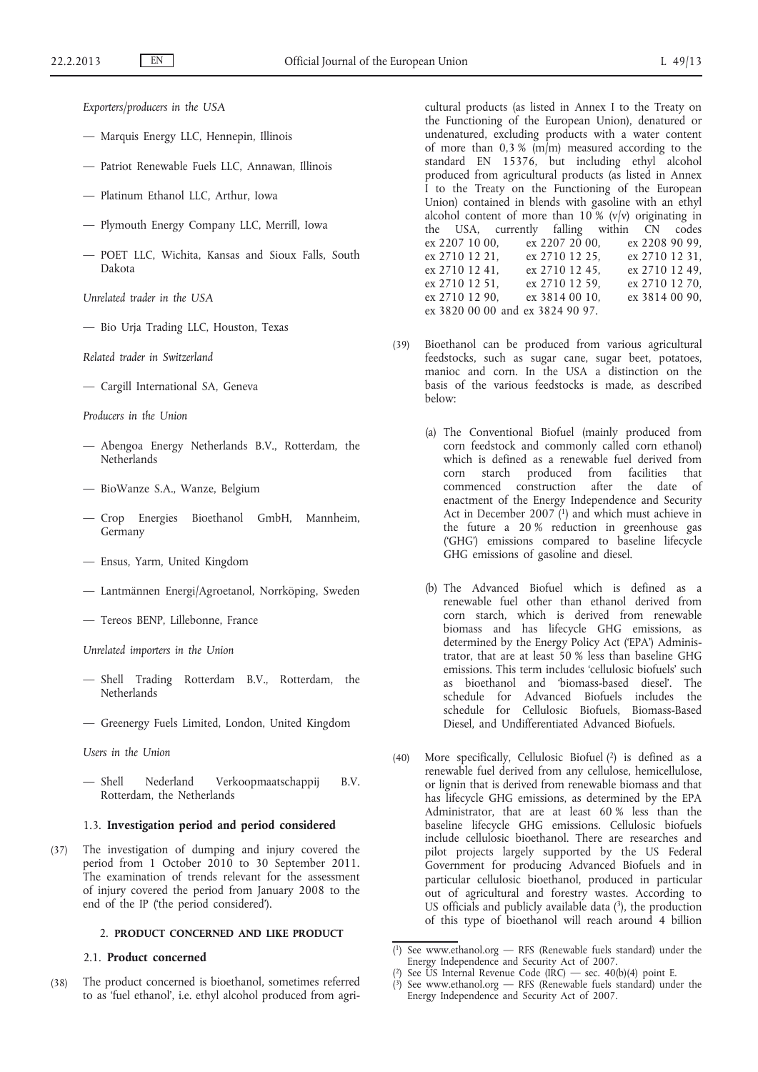*Exporters/producers in the USA*

— Marquis Energy LLC, Hennepin, Illinois

— Patriot Renewable Fuels LLC, Annawan, Illinois

— Platinum Ethanol LLC, Arthur, Iowa

— Plymouth Energy Company LLC, Merrill, Iowa

— POET LLC, Wichita, Kansas and Sioux Falls, South Dakota

*Unrelated trader in the USA*

— Bio Urja Trading LLC, Houston, Texas

*Related trader in Switzerland*

— Cargill International SA, Geneva

*Producers in the Union*

— Abengoa Energy Netherlands B.V., Rotterdam, the Netherlands

— BioWanze S.A., Wanze, Belgium

— Crop Energies Bioethanol GmbH, Mannheim, Germany

— Ensus, Yarm, United Kingdom

— Lantmännen Energi/Agroetanol, Norrköping, Sweden

— Tereos BENP, Lillebonne, France

*Unrelated importers in the Union*

— Shell Trading Rotterdam B.V., Rotterdam, the Netherlands

— Greenergy Fuels Limited, London, United Kingdom

*Users in the Union*

— Shell Nederland Verkoopmaatschappij B.V. Rotterdam, the Netherlands

### 1.3. **Investigation period and period considered**

(37) The investigation of dumping and injury covered the period from 1 October 2010 to 30 September 2011. The examination of trends relevant for the assessment of injury covered the period from January 2008 to the end of the IP ('the period considered').

## 2. PRODUCT CONCERNED AND LIKE PRODUCT

### 2.1. **Product concerned**

(38) The product concerned is bioethanol, sometimes referred to as 'fuel ethanol', i.e. ethyl alcohol produced from agricultural products (as listed in Annex I to the Treaty on the Functioning of the European Union), denatured or undenatured, excluding products with a water content of more than 0,3 % (m/m) measured according to the standard EN 15376, but including ethyl alcohol produced from agricultural products (as listed in Annex I to the Treaty on the Functioning of the European Union) contained in blends with gasoline with an ethyl alcohol content of more than 10 % (v/v) originating in the USA, currently falling within CN codes ex 2207 10 00, ex 2207 20 00, ex 2208 90 99, ex 2710 12 21, ex 2710 12 25, ex 2710 12 31, ex 2710 12 41, ex 2710 12 45, ex 2710 12 49, ex 2710 12 51, ex 2710 12 59, ex 2710 12 70, ex 2710 12 90, ex 3814 00 10, ex 3814 00 90, ex 3820 00 00 and ex 3824 90 97.

(39) Bioethanol can be produced from various agricultural feedstocks, such as sugar cane, sugar beet, potatoes, manioc and corn. In the USA a distinction on the basis of the various feedstocks is made, as described below:

(a) The Conventional Biofuel (mainly produced from corn feedstock and commonly called corn ethanol) which is defined as a renewable fuel derived from corn starch produced from facilities that commenced construction after the date of enactment of the Energy Independence and Security Act in December 2007 [1] and which must achieve in the future a 20 % reduction in greenhouse gas ('GHG') emissions compared to baseline lifecycle GHG emissions of gasoline and diesel.

(b) The Advanced Biofuel which is defined as a renewable fuel other than ethanol derived from corn starch, which is derived from renewable biomass and has lifecycle GHG emissions, as determined by the Energy Policy Act ('EPA') Administrator, that are at least 50 % less than baseline GHG emissions. This term includes 'cellulosic biofuels' such as bioethanol and 'biomass-based diesel'. The schedule for Advanced Biofuels includes the schedule for Cellulosic Biofuels, Biomass-Based Diesel, and Undifferentiated Advanced Biofuels.

(40) More specifically, Cellulosic Biofuel [2] is defined as a renewable fuel derived from any cellulose, hemicellulose, or lignin that is derived from renewable biomass and that has lifecycle GHG emissions, as determined by the EPA Administrator, that are at least 60 % less than the baseline lifecycle GHG emissions. Cellulosic biofuels include cellulosic bioethanol. There are researches and pilot projects largely supported by the US Federal Government for producing Advanced Biofuels and in particular cellulosic bioethanol, produced in particular out of agricultural and forestry wastes. According to US officials and publicly available data [3], the production of this type of bioethanol will reach around 4 billion

---

[1] See www.ethanol.org — RFS (Renewable fuels standard) under the Energy Independence and Security Act of 2007.

[2] See US Internal Revenue Code (IRC) — sec. 40(b)(4) point E.

[3] See www.ethanol.org — RFS (Renewable fuels standard) under the Energy Independence and Security Act of 2007.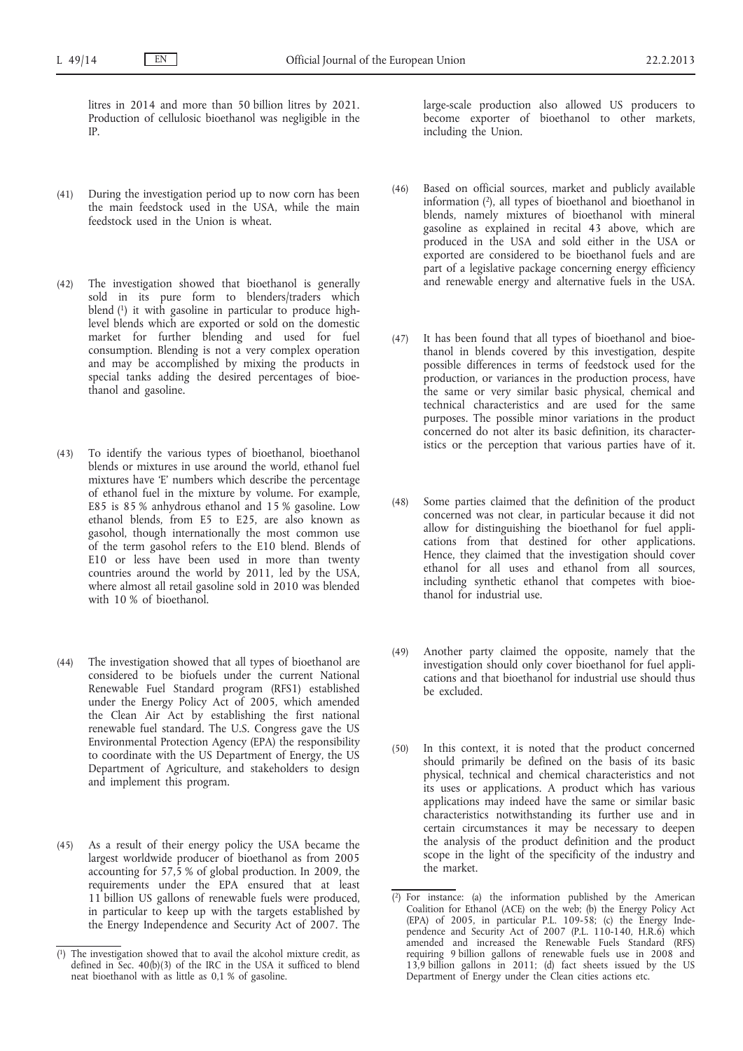litres in 2014 and more than 50 billion litres by 2021. Production of cellulosic bioethanol was negligible in the IP.

(41) During the investigation period up to now corn has been the main feedstock used in the USA, while the main feedstock used in the Union is wheat.

(42) The investigation showed that bioethanol is generally sold in its pure form to blenders/traders which blend [1] it with gasoline in particular to produce high-level blends which are exported or sold on the domestic market for further blending and used for fuel consumption. Blending is not a very complex operation and may be accomplished by mixing the products in special tanks adding the desired percentages of bioethanol and gasoline.

(43) To identify the various types of bioethanol, bioethanol blends or mixtures in use around the world, ethanol fuel mixtures have 'E' numbers which describe the percentage of ethanol fuel in the mixture by volume. For example, E85 is 85 % anhydrous ethanol and 15 % gasoline. Low ethanol blends, from E5 to E25, are also known as gasohol, though internationally the most common use of the term gasohol refers to the E10 blend. Blends of E10 or less have been used in more than twenty countries around the world by 2011, led by the USA, where almost all retail gasoline sold in 2010 was blended with 10 % of bioethanol.

(44) The investigation showed that all types of bioethanol are considered to be biofuels under the current National Renewable Fuel Standard program (RFS1) established under the Energy Policy Act of 2005, which amended the Clean Air Act by establishing the first national renewable fuel standard. The U.S. Congress gave the US Environmental Protection Agency (EPA) the responsibility to coordinate with the US Department of Energy, the US Department of Agriculture, and stakeholders to design and implement this program.

(45) As a result of their energy policy the USA became the largest worldwide producer of bioethanol as from 2005 accounting for 57,5 % of global production. In 2009, the requirements under the EPA ensured that at least 11 billion US gallons of renewable fuels were produced, in particular to keep up with the targets established by the Energy Independence and Security Act of 2007. The large-scale production also allowed US producers to become exporter of bioethanol to other markets, including the Union.

(46) Based on official sources, market and publicly available information [2], all types of bioethanol and bioethanol in blends, namely mixtures of bioethanol with mineral gasoline as explained in recital 43 above, which are produced in the USA and sold either in the USA or exported are considered to be bioethanol fuels and are part of a legislative package concerning energy efficiency and renewable energy and alternative fuels in the USA.

(47) It has been found that all types of bioethanol and bioethanol in blends covered by this investigation, despite possible differences in terms of feedstock used for the production, or variances in the production process, have the same or very similar basic physical, chemical and technical characteristics and are used for the same purposes. The possible minor variations in the product concerned do not alter its basic definition, its characteristics or the perception that various parties have of it.

(48) Some parties claimed that the definition of the product concerned was not clear, in particular because it did not allow for distinguishing the bioethanol for fuel applications from that destined for other applications. Hence, they claimed that the investigation should cover ethanol for all uses and ethanol from all sources, including synthetic ethanol that competes with bioethanol for industrial use.

(49) Another party claimed the opposite, namely that the investigation should only cover bioethanol for fuel applications and that bioethanol for industrial use should thus be excluded.

(50) In this context, it is noted that the product concerned should primarily be defined on the basis of its basic physical, technical and chemical characteristics and not its uses or applications. A product which has various applications may indeed have the same or similar basic characteristics notwithstanding its further use and in certain circumstances it may be necessary to deepen the analysis of the product definition and the product scope in the light of the specificity of the industry and the market.

---

[1] The investigation showed that to avail the alcohol mixture credit, as defined in Sec. 40(b)(3) of the IRC in the USA it sufficed to blend neat bioethanol with as little as 0,1 % of gasoline.

[2] For instance: (a) the information published by the American Coalition for Ethanol (ACE) on the web; (b) the Energy Policy Act (EPA) of 2005, in particular P.L. 109-58; (c) the Energy Independence and Security Act of 2007 (P.L. 110-140, H.R.6) which amended and increased the Renewable Fuels Standard (RFS) requiring 9 billion gallons of renewable fuels use in 2008 and 13,9 billion gallons in 2011; (d) fact sheets issued by the US Department of Energy under the Clean cities actions etc.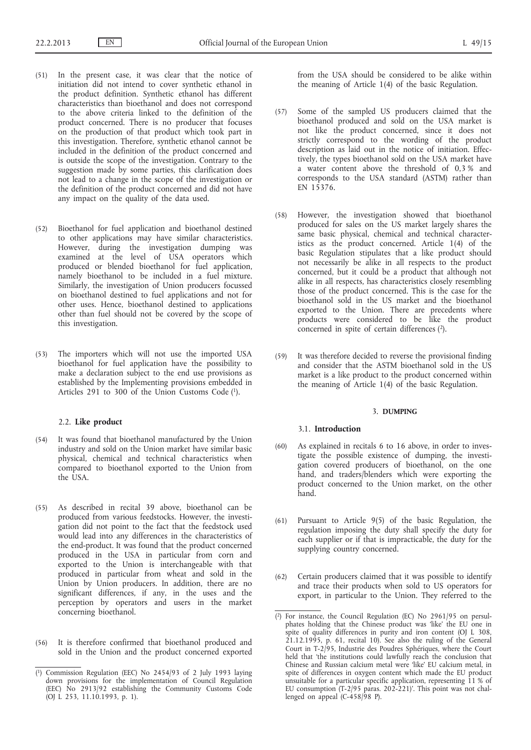(51) In the present case, it was clear that the notice of initiation did not intend to cover synthetic ethanol in the product definition. Synthetic ethanol has different characteristics than bioethanol and does not correspond to the above criteria linked to the definition of the product concerned. There is no producer that focuses on the production of that product which took part in this investigation. Therefore, synthetic ethanol cannot be included in the definition of the product concerned and is outside the scope of the investigation. Contrary to the suggestion made by some parties, this clarification does not lead to a change in the scope of the investigation or the definition of the product concerned and did not have any impact on the quality of the data used.

(52) Bioethanol for fuel application and bioethanol destined to other applications may have similar characteristics. However, during the investigation dumping was examined at the level of USA operators which produced or blended bioethanol for fuel application, namely bioethanol to be included in a fuel mixture. Similarly, the investigation of Union producers focussed on bioethanol destined to fuel applications and not for other uses. Hence, bioethanol destined to applications other than fuel should not be covered by the scope of this investigation.

(53) The importers which will not use the imported USA bioethanol for fuel application have the possibility to make a declaration subject to the end use provisions as established by the Implementing provisions embedded in Articles 291 to 300 of the Union Customs Code [1].

### 2.2. **Like product**

(54) It was found that bioethanol manufactured by the Union industry and sold on the Union market have similar basic physical, chemical and technical characteristics when compared to bioethanol exported to the Union from the USA.

(55) As described in recital 39 above, bioethanol can be produced from various feedstocks. However, the investigation did not point to the fact that the feedstock used would lead into any differences in the characteristics of the end-product. It was found that the product concerned produced in the USA in particular from corn and exported to the Union is interchangeable with that produced in particular from wheat and sold in the Union by Union producers. In addition, there are no significant differences, if any, in the uses and the perception by operators and users in the market concerning bioethanol.

(56) It is therefore confirmed that bioethanol produced and sold in the Union and the product concerned exported from the USA should be considered to be alike within the meaning of Article 1(4) of the basic Regulation.

(57) Some of the sampled US producers claimed that the bioethanol produced and sold on the USA market is not like the product concerned, since it does not strictly correspond to the wording of the product description as laid out in the notice of initiation. Effectively, the types bioethanol sold on the USA market have a water content above the threshold of 0,3 % and corresponds to the USA standard (ASTM) rather than EN 15376.

(58) However, the investigation showed that bioethanol produced for sales on the US market largely shares the same basic physical, chemical and technical characteristics as the product concerned. Article 1(4) of the basic Regulation stipulates that a like product should not necessarily be alike in all respects to the product concerned, but it could be a product that although not alike in all respects, has characteristics closely resembling those of the product concerned. This is the case for the bioethanol sold in the US market and the bioethanol exported to the Union. There are precedents where products were considered to be like the product concerned in spite of certain differences [2].

(59) It was therefore decided to reverse the provisional finding and consider that the ASTM bioethanol sold in the US market is a like product to the product concerned within the meaning of Article 1(4) of the basic Regulation.

## 3. **DUMPING**

### 3.1. **Introduction**

(60) As explained in recitals 6 to 16 above, in order to investigate the possible existence of dumping, the investigation covered producers of bioethanol, on the one hand, and traders/blenders which were exporting the product concerned to the Union market, on the other hand.

(61) Pursuant to Article 9(5) of the basic Regulation, the regulation imposing the duty shall specify the duty for each supplier or if that is impracticable, the duty for the supplying country concerned.

(62) Certain producers claimed that it was possible to identify and trace their products when sold to US operators for export, in particular to the Union. They referred to the

---

[1] Commission Regulation (EEC) No 2454/93 of 2 July 1993 laying down provisions for the implementation of Council Regulation (EEC) No 2913/92 establishing the Community Customs Code (OJ L 253, 11.10.1993, p. 1).

[2] For instance, the Council Regulation (EC) No 2961/95 on persulphates holding that the Chinese product was 'like' the EU one in spite of quality differences in purity and iron content (OJ L 308, 21.12.1995, p. 61, recital 10). See also the ruling of the General Court in T-2/95, Industrie des Poudres Sphériques, where the Court held that 'the institutions could lawfully reach the conclusion that Chinese and Russian calcium metal were 'like' EU calcium metal, in spite of differences in oxygen content which made the EU product unsuitable for a particular specific application, representing 11 % of EU consumption (T-2/95 paras. 202-221)'. This point was not challenged on appeal (C-458/98 P).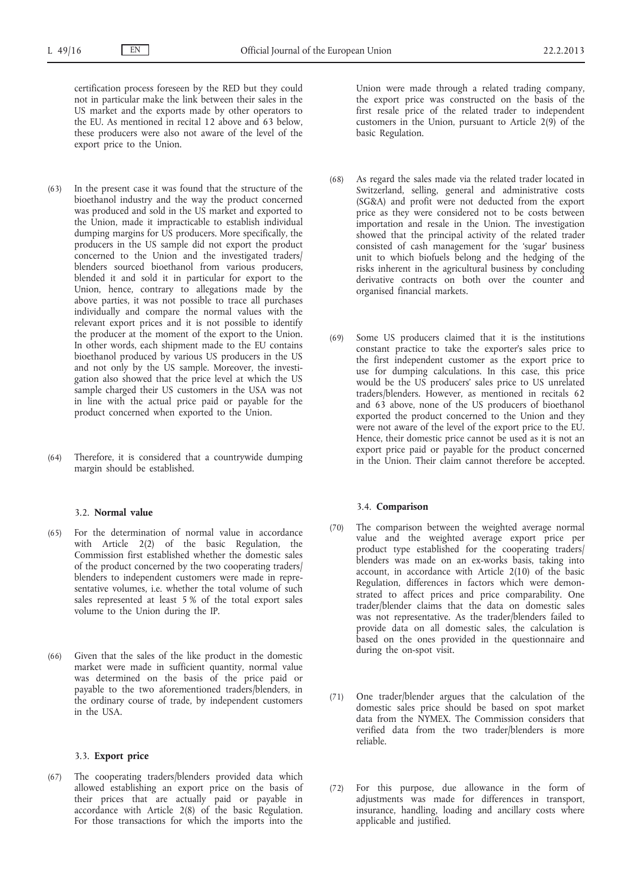certification process foreseen by the RED but they could not in particular make the link between their sales in the US market and the exports made by other operators to the EU. As mentioned in recital 12 above and 63 below, these producers were also not aware of the level of the export price to the Union.

(63) In the present case it was found that the structure of the bioethanol industry and the way the product concerned was produced and sold in the US market and exported to the Union, made it impracticable to establish individual dumping margins for US producers. More specifically, the producers in the US sample did not export the product concerned to the Union and the investigated traders/blenders sourced bioethanol from various producers, blended it and sold it in particular for export to the Union, hence, contrary to allegations made by the above parties, it was not possible to trace all purchases individually and compare the normal values with the relevant export prices and it is not possible to identify the producer at the moment of the export to the Union. In other words, each shipment made to the EU contains bioethanol produced by various US producers in the US and not only by the US sample. Moreover, the investigation also showed that the price level at which the US sample charged their US customers in the USA was not in line with the actual price paid or payable for the product concerned when exported to the Union.

(64) Therefore, it is considered that a countrywide dumping margin should be established.

### 3.2. **Normal value**

(65) For the determination of normal value in accordance with Article 2(2) of the basic Regulation, the Commission first established whether the domestic sales of the product concerned by the two cooperating traders/blenders to independent customers were made in representative volumes, i.e. whether the total volume of such sales represented at least 5 % of the total export sales volume to the Union during the IP.

(66) Given that the sales of the like product in the domestic market were made in sufficient quantity, normal value was determined on the basis of the price paid or payable to the two aforementioned traders/blenders, in the ordinary course of trade, by independent customers in the USA.

### 3.3. **Export price**

(67) The cooperating traders/blenders provided data which allowed establishing an export price on the basis of their prices that are actually paid or payable in accordance with Article 2(8) of the basic Regulation. For those transactions for which the imports into the Union were made through a related trading company, the export price was constructed on the basis of the first resale price of the related trader to independent customers in the Union, pursuant to Article 2(9) of the basic Regulation.

(68) As regard the sales made via the related trader located in Switzerland, selling, general and administrative costs (SG&A) and profit were not deducted from the export price as they were considered not to be costs between importation and resale in the Union. The investigation showed that the principal activity of the related trader consisted of cash management for the 'sugar' business unit to which biofuels belong and the hedging of the risks inherent in the agricultural business by concluding derivative contracts on both over the counter and organised financial markets.

(69) Some US producers claimed that it is the institutions constant practice to take the exporter's sales price to the first independent customer as the export price to use for dumping calculations. In this case, this price would be the US producers' sales price to US unrelated traders/blenders. However, as mentioned in recitals 62 and 63 above, none of the US producers of bioethanol exported the product concerned to the Union and they were not aware of the level of the export price to the EU. Hence, their domestic price cannot be used as it is not an export price paid or payable for the product concerned in the Union. Their claim cannot therefore be accepted.

### 3.4. **Comparison**

(70) The comparison between the weighted average normal value and the weighted average export price per product type established for the cooperating traders/blenders was made on an ex-works basis, taking into account, in accordance with Article 2(10) of the basic Regulation, differences in factors which were demonstrated to affect prices and price comparability. One trader/blender claims that the data on domestic sales was not representative. As the trader/blenders failed to provide data on all domestic sales, the calculation is based on the ones provided in the questionnaire and during the on-spot visit.

(71) One trader/blender argues that the calculation of the domestic sales price should be based on spot market data from the NYMEX. The Commission considers that verified data from the two trader/blenders is more reliable.

(72) For this purpose, due allowance in the form of adjustments was made for differences in transport, insurance, handling, loading and ancillary costs where applicable and justified.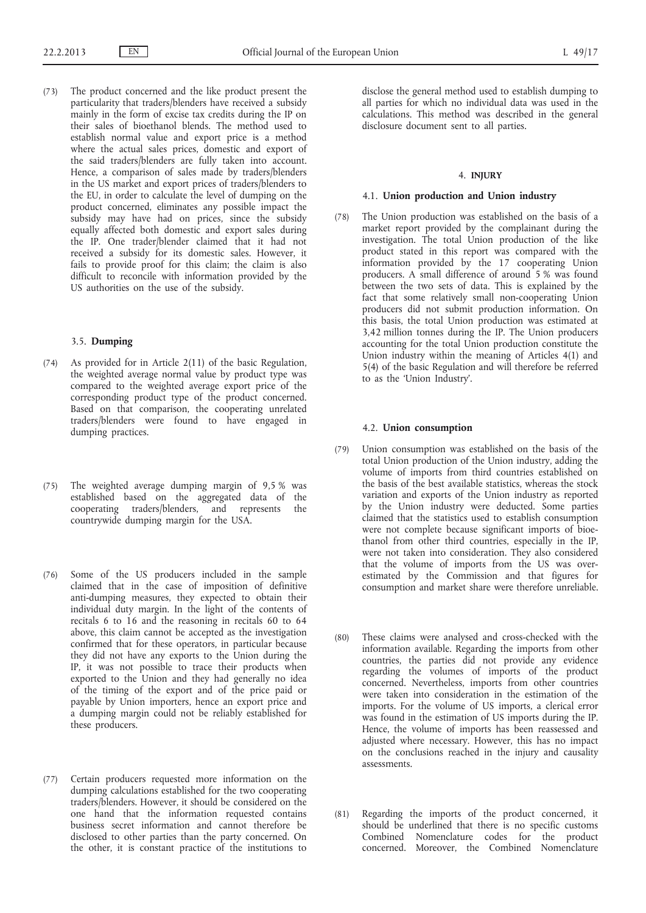(73) The product concerned and the like product present the particularity that traders/blenders have received a subsidy mainly in the form of excise tax credits during the IP on their sales of bioethanol blends. The method used to establish normal value and export price is a method where the actual sales prices, domestic and export of the said traders/blenders are fully taken into account. Hence, a comparison of sales made by traders/blenders in the US market and export prices of traders/blenders to the EU, in order to calculate the level of dumping on the product concerned, eliminates any possible impact the subsidy may have had on prices, since the subsidy equally affected both domestic and export sales during the IP. One trader/blender claimed that it had not received a subsidy for its domestic sales. However, it fails to provide proof for this claim; the claim is also difficult to reconcile with information provided by the US authorities on the use of the subsidy.

### 3.5. **Dumping**

(74) As provided for in Article 2(11) of the basic Regulation, the weighted average normal value by product type was compared to the weighted average export price of the corresponding product type of the product concerned. Based on that comparison, the cooperating unrelated traders/blenders were found to have engaged in dumping practices.

(75) The weighted average dumping margin of 9,5 % was established based on the aggregated data of the cooperating traders/blenders, and represents the countrywide dumping margin for the USA.

(76) Some of the US producers included in the sample claimed that in the case of imposition of definitive anti-dumping measures, they expected to obtain their individual duty margin. In the light of the contents of recitals 6 to 16 and the reasoning in recitals 60 to 64 above, this claim cannot be accepted as the investigation confirmed that for these operators, in particular because they did not have any exports to the Union during the IP, it was not possible to trace their products when exported to the Union and they had generally no idea of the timing of the export and of the price paid or payable by Union importers, hence an export price and a dumping margin could not be reliably established for these producers.

(77) Certain producers requested more information on the dumping calculations established for the two cooperating traders/blenders. However, it should be considered on the one hand that the information requested contains business secret information and cannot therefore be disclosed to other parties than the party concerned. On the other, it is constant practice of the institutions to disclose the general method used to establish dumping to all parties for which no individual data was used in the calculations. This method was described in the general disclosure document sent to all parties.

## 4. **INJURY**

### 4.1. **Union production and Union industry**

(78) The Union production was established on the basis of a market report provided by the complainant during the investigation. The total Union production of the like product stated in this report was compared with the information provided by the 17 cooperating Union producers. A small difference of around 5 % was found between the two sets of data. This is explained by the fact that some relatively small non-cooperating Union producers did not submit production information. On this basis, the total Union production was estimated at 3,42 million tonnes during the IP. The Union producers accounting for the total Union production constitute the Union industry within the meaning of Articles 4(1) and 5(4) of the basic Regulation and will therefore be referred to as the 'Union Industry'.

### 4.2. **Union consumption**

(79) Union consumption was established on the basis of the total Union production of the Union industry, adding the volume of imports from third countries established on the basis of the best available statistics, whereas the stock variation and exports of the Union industry as reported by the Union industry were deducted. Some parties claimed that the statistics used to establish consumption were not complete because significant imports of bioethanol from other third countries, especially in the IP, were not taken into consideration. They also considered that the volume of imports from the US was overestimated by the Commission and that figures for consumption and market share were therefore unreliable.

(80) These claims were analysed and cross-checked with the information available. Regarding the imports from other countries, the parties did not provide any evidence regarding the volumes of imports of the product concerned. Nevertheless, imports from other countries were taken into consideration in the estimation of the imports. For the volume of US imports, a clerical error was found in the estimation of US imports during the IP. Hence, the volume of imports has been reassessed and adjusted where necessary. However, this has no impact on the conclusions reached in the injury and causality assessments.

(81) Regarding the imports of the product concerned, it should be underlined that there is no specific customs Combined Nomenclature codes for the product concerned. Moreover, the Combined Nomenclature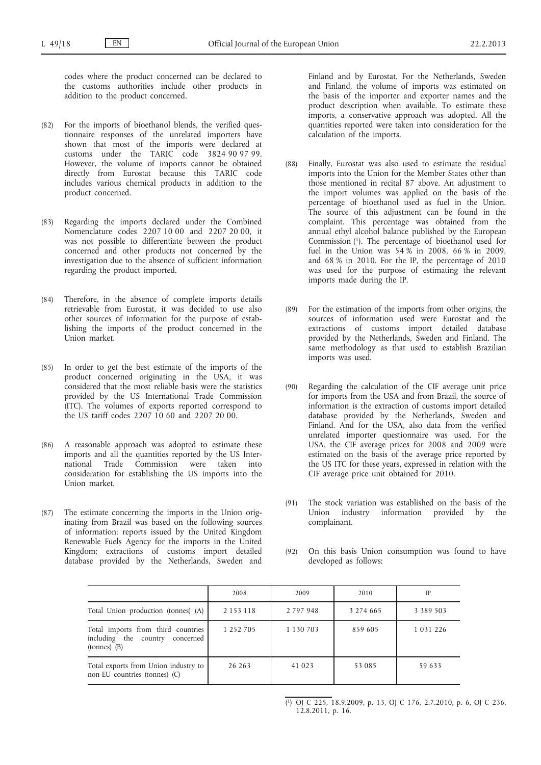codes where the product concerned can be declared to the customs authorities include other products in addition to the product concerned.

(82) For the imports of bioethanol blends, the verified questionnaire responses of the unrelated importers have shown that most of the imports were declared at customs under the TARIC code 3824 90 97 99. However, the volume of imports cannot be obtained directly from Eurostat because this TARIC code includes various chemical products in addition to the product concerned.

(83) Regarding the imports declared under the Combined Nomenclature codes 2207 10 00 and 2207 20 00, it was not possible to differentiate between the product concerned and other products not concerned by the investigation due to the absence of sufficient information regarding the product imported.

(84) Therefore, in the absence of complete imports details retrievable from Eurostat, it was decided to use also other sources of information for the purpose of establishing the imports of the product concerned in the Union market.

(85) In order to get the best estimate of the imports of the product concerned originating in the USA, it was considered that the most reliable basis were the statistics provided by the US International Trade Commission (ITC). The volumes of exports reported correspond to the US tariff codes 2207 10 60 and 2207 20 00.

(86) A reasonable approach was adopted to estimate these imports and all the quantities reported by the US International Trade Commission were taken into consideration for establishing the US imports into the Union market.

(87) The estimate concerning the imports in the Union originating from Brazil was based on the following sources of information: reports issued by the United Kingdom Renewable Fuels Agency for the imports in the United Kingdom; extractions of customs import detailed database provided by the Netherlands, Sweden and Finland and by Eurostat. For the Netherlands, Sweden and Finland, the volume of imports was estimated on the basis of the importer and exporter names and the product description when available. To estimate these imports, a conservative approach was adopted. All the quantities reported were taken into consideration for the calculation of the imports.

(88) Finally, Eurostat was also used to estimate the residual imports into the Union for the Member States other than those mentioned in recital 87 above. An adjustment to the import volumes was applied on the basis of the percentage of bioethanol used as fuel in the Union. The source of this adjustment can be found in the complaint. This percentage was obtained from the annual ethyl alcohol balance published by the European Commission [1]. The percentage of bioethanol used for fuel in the Union was 54 % in 2008, 66 % in 2009, and 68 % in 2010. For the IP, the percentage of 2010 was used for the purpose of estimating the relevant imports made during the IP.

(89) For the estimation of the imports from other origins, the sources of information used were Eurostat and the extractions of customs import detailed database provided by the Netherlands, Sweden and Finland. The same methodology as that used to establish Brazilian imports was used.

(90) Regarding the calculation of the CIF average unit price for imports from the USA and from Brazil, the source of information is the extraction of customs import detailed database provided by the Netherlands, Sweden and Finland. And for the USA, also data from the verified unrelated importer questionnaire was used. For the USA, the CIF average prices for 2008 and 2009 were estimated on the basis of the average price reported by the US ITC for these years, expressed in relation with the CIF average price unit obtained for 2010.

(91) The stock variation was established on the basis of the Union industry information provided by the complainant.

(92) On this basis Union consumption was found to have developed as follows:

| | 2008 | 2009 | 2010 | IP |
|---|---|---|---|---|
| Total Union production (tonnes) (A) | 2 153 118 | 2 797 948 | 3 274 665 | 3 389 503 |
| Total imports from third countries including the country concerned (tonnes) (B) | 1 252 705 | 1 130 703 | 859 605 | 1 031 226 |
| Total exports from Union industry to non-EU countries (tonnes) (C) | 26 263 | 41 023 | 53 085 | 59 633 |

[1] OJ C 225, 18.9.2009, p. 13, OJ C 176, 2.7.2010, p. 6, OJ C 236, 12.8.2011, p. 16.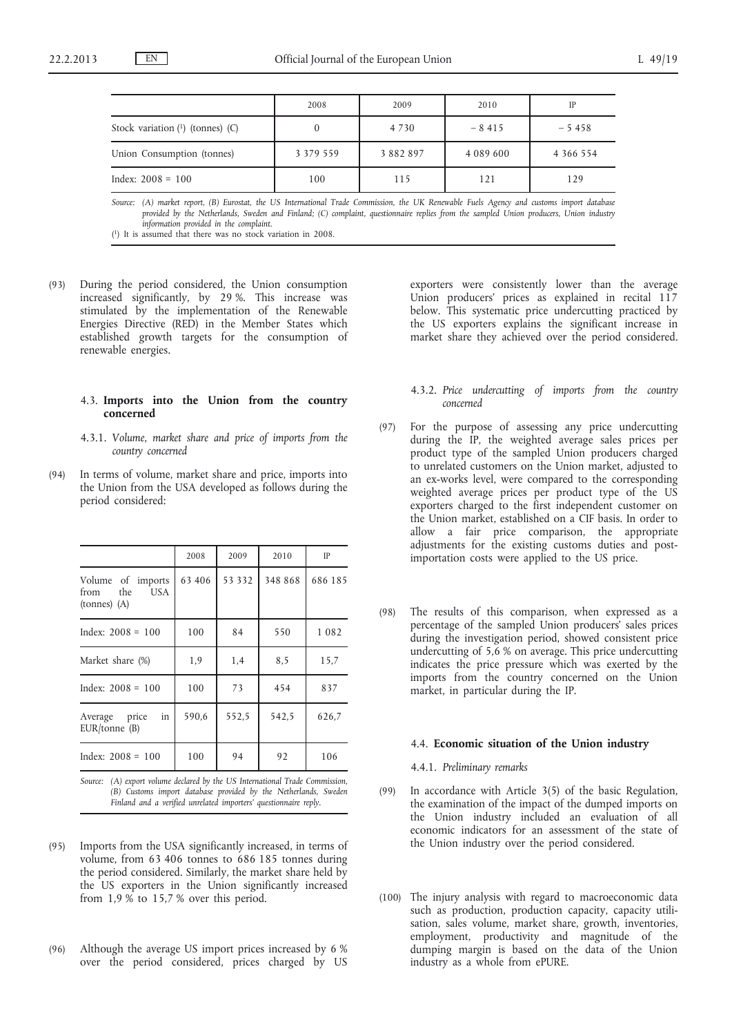|  | 2008 | 2009 | 2010 | IP |
| --- | --- | --- | --- | --- |
| Stock variation [1] (tonnes) (C) | 0 | 4 730 | − 8 415 | − 5 458 |
| Union Consumption (tonnes) | 3 379 559 | 3 882 897 | 4 089 600 | 4 366 554 |
| Index: 2008 = 100 | 100 | 115 | 121 | 129 |

*Source:* *(A) market report, (B) Eurostat, the US International Trade Commission, the UK Renewable Fuels Agency and customs import database provided by the Netherlands, Sweden and Finland; (C) complaint, questionnaire replies from the sampled Union producers, Union industry information provided in the complaint.*

[1] It is assumed that there was no stock variation in 2008.

(93) During the period considered, the Union consumption increased significantly, by 29 %. This increase was stimulated by the implementation of the Renewable Energies Directive (RED) in the Member States which established growth targets for the consumption of renewable energies.

### 4.3. **Imports into the Union from the country concerned**

#### 4.3.1. *Volume, market share and price of imports from the country concerned*

(94) In terms of volume, market share and price, imports into the Union from the USA developed as follows during the period considered:

|  | 2008 | 2009 | 2010 | IP |
| --- | --- | --- | --- | --- |
| Volume of imports from the USA (tonnes) (A) | 63 406 | 53 332 | 348 868 | 686 185 |
| Index: 2008 = 100 | 100 | 84 | 550 | 1 082 |
| Market share (%) | 1,9 | 1,4 | 8,5 | 15,7 |
| Index: 2008 = 100 | 100 | 73 | 454 | 837 |
| Average price in EUR/tonne (B) | 590,6 | 552,5 | 542,5 | 626,7 |
| Index: 2008 = 100 | 100 | 94 | 92 | 106 |

*Source:* *(A) export volume declared by the US International Trade Commission, (B) Customs import database provided by the Netherlands, Sweden Finland and a verified unrelated importers' questionnaire reply.*

(95) Imports from the USA significantly increased, in terms of volume, from 63 406 tonnes to 686 185 tonnes during the period considered. Similarly, the market share held by the US exporters in the Union significantly increased from 1,9 % to 15,7 % over this period.

(96) Although the average US import prices increased by 6 % over the period considered, prices charged by US exporters were consistently lower than the average Union producers' prices as explained in recital 117 below. This systematic price undercutting practiced by the US exporters explains the significant increase in market share they achieved over the period considered.

#### 4.3.2. *Price undercutting of imports from the country concerned*

(97) For the purpose of assessing any price undercutting during the IP, the weighted average sales prices per product type of the sampled Union producers charged to unrelated customers on the Union market, adjusted to an ex-works level, were compared to the corresponding weighted average prices per product type of the US exporters charged to the first independent customer on the Union market, established on a CIF basis. In order to allow a fair price comparison, the appropriate adjustments for the existing customs duties and post-importation costs were applied to the US price.

(98) The results of this comparison, when expressed as a percentage of the sampled Union producers' sales prices during the investigation period, showed consistent price undercutting of 5,6 % on average. This price undercutting indicates the price pressure which was exerted by the imports from the country concerned on the Union market, in particular during the IP.

### 4.4. **Economic situation of the Union industry**

#### 4.4.1. *Preliminary remarks*

(99) In accordance with Article 3(5) of the basic Regulation, the examination of the impact of the dumped imports on the Union industry included an evaluation of all economic indicators for an assessment of the state of the Union industry over the period considered.

(100) The injury analysis with regard to macroeconomic data such as production, production capacity, capacity utilisation, sales volume, market share, growth, inventories, employment, productivity and magnitude of the dumping margin is based on the data of the Union industry as a whole from ePURE.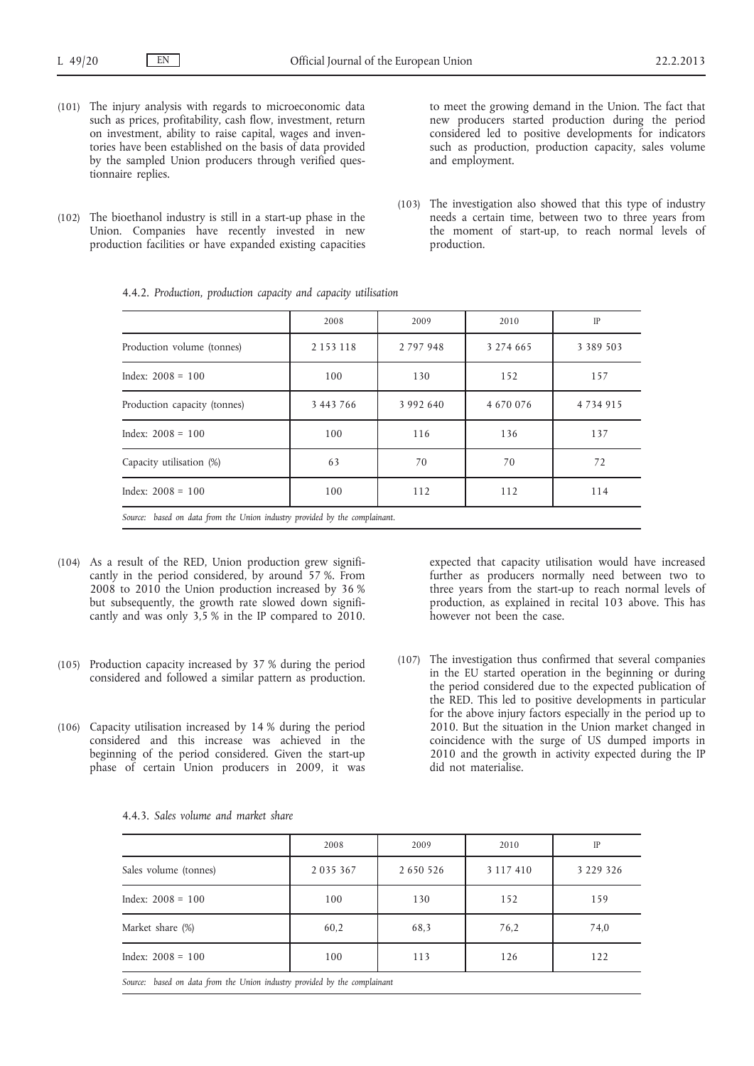(101) The injury analysis with regards to microeconomic data such as prices, profitability, cash flow, investment, return on investment, ability to raise capital, wages and inventories have been established on the basis of data provided by the sampled Union producers through verified questionnaire replies.

(102) The bioethanol industry is still in a start-up phase in the Union. Companies have recently invested in new production facilities or have expanded existing capacities to meet the growing demand in the Union. The fact that new producers started production during the period considered led to positive developments for indicators such as production, production capacity, sales volume and employment.

(103) The investigation also showed that this type of industry needs a certain time, between two to three years from the moment of start-up, to reach normal levels of production.

4.4.2. *Production, production capacity and capacity utilisation*

| | 2008 | 2009 | 2010 | IP |
|---|---|---|---|---|
| Production volume (tonnes) | 2 153 118 | 2 797 948 | 3 274 665 | 3 389 503 |
| Index: 2008 = 100 | 100 | 130 | 152 | 157 |
| Production capacity (tonnes) | 3 443 766 | 3 992 640 | 4 670 076 | 4 734 915 |
| Index: 2008 = 100 | 100 | 116 | 136 | 137 |
| Capacity utilisation (%) | 63 | 70 | 70 | 72 |
| Index: 2008 = 100 | 100 | 112 | 112 | 114 |

*Source:* based on data from the Union industry provided by the complainant.

(104) As a result of the RED, Union production grew significantly in the period considered, by around 57 %. From 2008 to 2010 the Union production increased by 36 % but subsequently, the growth rate slowed down significantly and was only 3,5 % in the IP compared to 2010.

(105) Production capacity increased by 37 % during the period considered and followed a similar pattern as production.

(106) Capacity utilisation increased by 14 % during the period considered and this increase was achieved in the beginning of the period considered. Given the start-up phase of certain Union producers in 2009, it was expected that capacity utilisation would have increased further as producers normally need between two to three years from the start-up to reach normal levels of production, as explained in recital 103 above. This has however not been the case.

(107) The investigation thus confirmed that several companies in the EU started operation in the beginning or during the period considered due to the expected publication of the RED. This led to positive developments in particular for the above injury factors especially in the period up to 2010. But the situation in the Union market changed in coincidence with the surge of US dumped imports in 2010 and the growth in activity expected during the IP did not materialise.

4.4.3. *Sales volume and market share*

| | 2008 | 2009 | 2010 | IP |
|---|---|---|---|---|
| Sales volume (tonnes) | 2 035 367 | 2 650 526 | 3 117 410 | 3 229 326 |
| Index: 2008 = 100 | 100 | 130 | 152 | 159 |
| Market share (%) | 60,2 | 68,3 | 76,2 | 74,0 |
| Index: 2008 = 100 | 100 | 113 | 126 | 122 |

*Source:* based on data from the Union industry provided by the complainant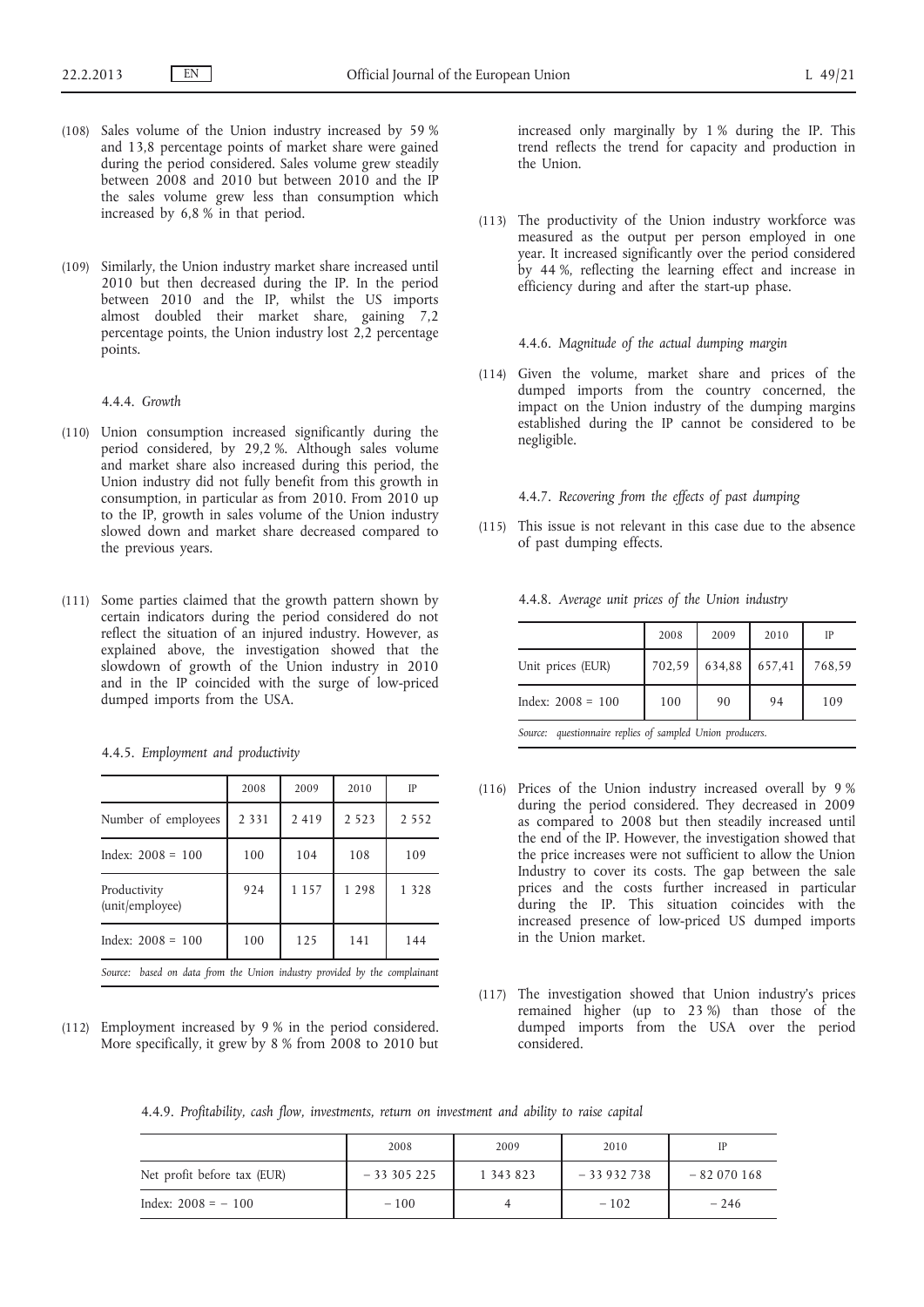(108) Sales volume of the Union industry increased by 59 % and 13,8 percentage points of market share were gained during the period considered. Sales volume grew steadily between 2008 and 2010 but between 2010 and the IP the sales volume grew less than consumption which increased by 6,8 % in that period.

(109) Similarly, the Union industry market share increased until 2010 but then decreased during the IP. In the period between 2010 and the IP, whilst the US imports almost doubled their market share, gaining 7,2 percentage points, the Union industry lost 2,2 percentage points.

#### 4.4.4. *Growth*

(110) Union consumption increased significantly during the period considered, by 29,2 %. Although sales volume and market share also increased during this period, the Union industry did not fully benefit from this growth in consumption, in particular as from 2010. From 2010 up to the IP, growth in sales volume of the Union industry slowed down and market share decreased compared to the previous years.

(111) Some parties claimed that the growth pattern shown by certain indicators during the period considered do not reflect the situation of an injured industry. However, as explained above, the investigation showed that the slowdown of growth of the Union industry in 2010 and in the IP coincided with the surge of low-priced dumped imports from the USA.

#### 4.4.5. *Employment and productivity*

| | 2008 | 2009 | 2010 | IP |
|---|---|---|---|---|
| Number of employees | 2 331 | 2 419 | 2 523 | 2 552 |
| Index: 2008 = 100 | 100 | 104 | 108 | 109 |
| Productivity (unit/employee) | 924 | 1 157 | 1 298 | 1 328 |
| Index: 2008 = 100 | 100 | 125 | 141 | 144 |

*Source:* based on data from the Union industry provided by the complainant

(112) Employment increased by 9 % in the period considered. More specifically, it grew by 8 % from 2008 to 2010 but increased only marginally by 1 % during the IP. This trend reflects the trend for capacity and production in the Union.

(113) The productivity of the Union industry workforce was measured as the output per person employed in one year. It increased significantly over the period considered by 44 %, reflecting the learning effect and increase in efficiency during and after the start-up phase.

#### 4.4.6. *Magnitude of the actual dumping margin*

(114) Given the volume, market share and prices of the dumped imports from the country concerned, the impact on the Union industry of the dumping margins established during the IP cannot be considered to be negligible.

#### 4.4.7. *Recovering from the effects of past dumping*

(115) This issue is not relevant in this case due to the absence of past dumping effects.

#### 4.4.8. *Average unit prices of the Union industry*

| | 2008 | 2009 | 2010 | IP |
|---|---|---|---|---|
| Unit prices (EUR) | 702,59 | 634,88 | 657,41 | 768,59 |
| Index: 2008 = 100 | 100 | 90 | 94 | 109 |

*Source:* questionnaire replies of sampled Union producers.

(116) Prices of the Union industry increased overall by 9 % during the period considered. They decreased in 2009 as compared to 2008 but then steadily increased until the end of the IP. However, the investigation showed that the price increases were not sufficient to allow the Union Industry to cover its costs. The gap between the sale prices and the costs further increased in particular during the IP. This situation coincides with the increased presence of low-priced US dumped imports in the Union market.

(117) The investigation showed that Union industry's prices remained higher (up to 23 %) than those of the dumped imports from the USA over the period considered.

#### 4.4.9. *Profitability, cash flow, investments, return on investment and ability to raise capital*

| | 2008 | 2009 | 2010 | IP |
|---|---|---|---|---|
| Net profit before tax (EUR) | − 33 305 225 | 1 343 823 | − 33 932 738 | − 82 070 168 |
| Index: 2008 = − 100 | − 100 | 4 | − 102 | − 246 |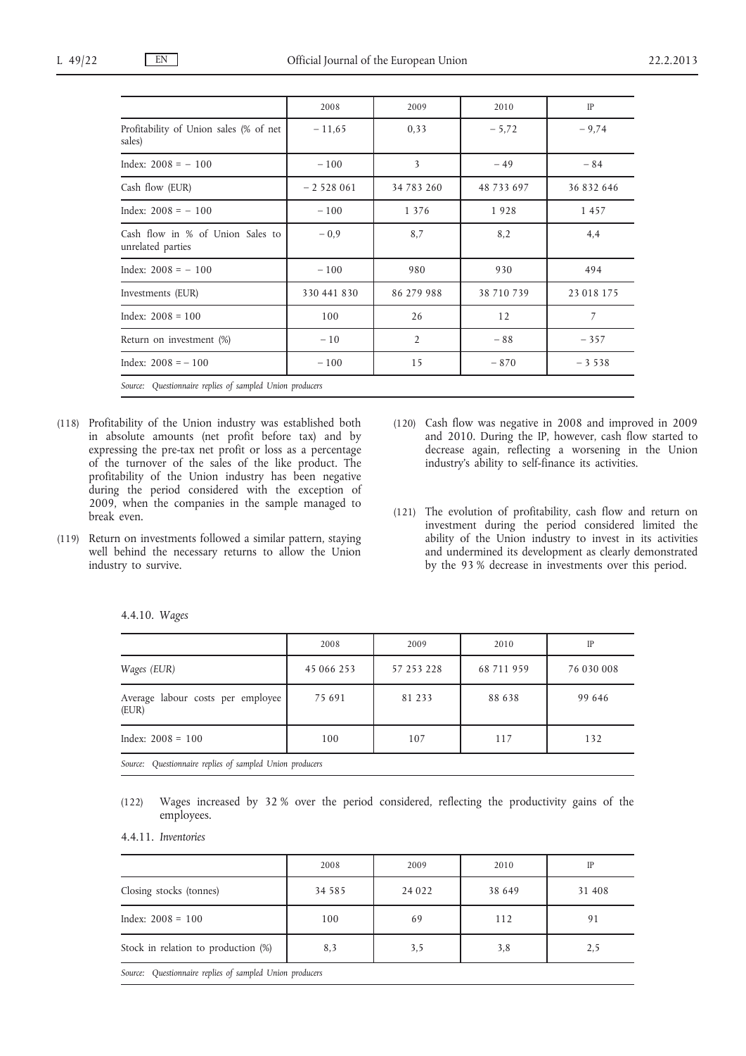| | 2008 | 2009 | 2010 | IP |
|---|---|---|---|---|
| Profitability of Union sales (% of net sales) | − 11,65 | 0,33 | − 5,72 | − 9,74 |
| Index: 2008 = − 100 | − 100 | 3 | − 49 | − 84 |
| Cash flow (EUR) | − 2 528 061 | 34 783 260 | 48 733 697 | 36 832 646 |
| Index: 2008 = − 100 | − 100 | 1 376 | 1 928 | 1 457 |
| Cash flow in % of Union Sales to unrelated parties | − 0,9 | 8,7 | 8,2 | 4,4 |
| Index: 2008 = − 100 | − 100 | 980 | 930 | 494 |
| Investments (EUR) | 330 441 830 | 86 279 988 | 38 710 739 | 23 018 175 |
| Index: 2008 = 100 | 100 | 26 | 12 | 7 |
| Return on investment (%) | − 10 | 2 | − 88 | − 357 |
| Index: 2008 = − 100 | − 100 | 15 | − 870 | − 3 538 |

*Source: Questionnaire replies of sampled Union producers*

(118) Profitability of the Union industry was established both in absolute amounts (net profit before tax) and by expressing the pre-tax net profit or loss as a percentage of the turnover of the sales of the like product. The profitability of the Union industry has been negative during the period considered with the exception of 2009, when the companies in the sample managed to break even.

(119) Return on investments followed a similar pattern, staying well behind the necessary returns to allow the Union industry to survive.

(120) Cash flow was negative in 2008 and improved in 2009 and 2010. During the IP, however, cash flow started to decrease again, reflecting a worsening in the Union industry's ability to self-finance its activities.

(121) The evolution of profitability, cash flow and return on investment during the period considered limited the ability of the Union industry to invest in its activities and undermined its development as clearly demonstrated by the 93 % decrease in investments over this period.

#### 4.4.10. *Wages*

| | 2008 | 2009 | 2010 | IP |
|---|---|---|---|---|
| *Wages (EUR)* | 45 066 253 | 57 253 228 | 68 711 959 | 76 030 008 |
| Average labour costs per employee (EUR) | 75 691 | 81 233 | 88 638 | 99 646 |
| Index: 2008 = 100 | 100 | 107 | 117 | 132 |

*Source: Questionnaire replies of sampled Union producers*

(122) Wages increased by 32 % over the period considered, reflecting the productivity gains of the employees.

#### 4.4.11. *Inventories*

| | 2008 | 2009 | 2010 | IP |
|---|---|---|---|---|
| Closing stocks (tonnes) | 34 585 | 24 022 | 38 649 | 31 408 |
| Index: 2008 = 100 | 100 | 69 | 112 | 91 |
| Stock in relation to production (%) | 8,3 | 3,5 | 3,8 | 2,5 |

*Source: Questionnaire replies of sampled Union producers*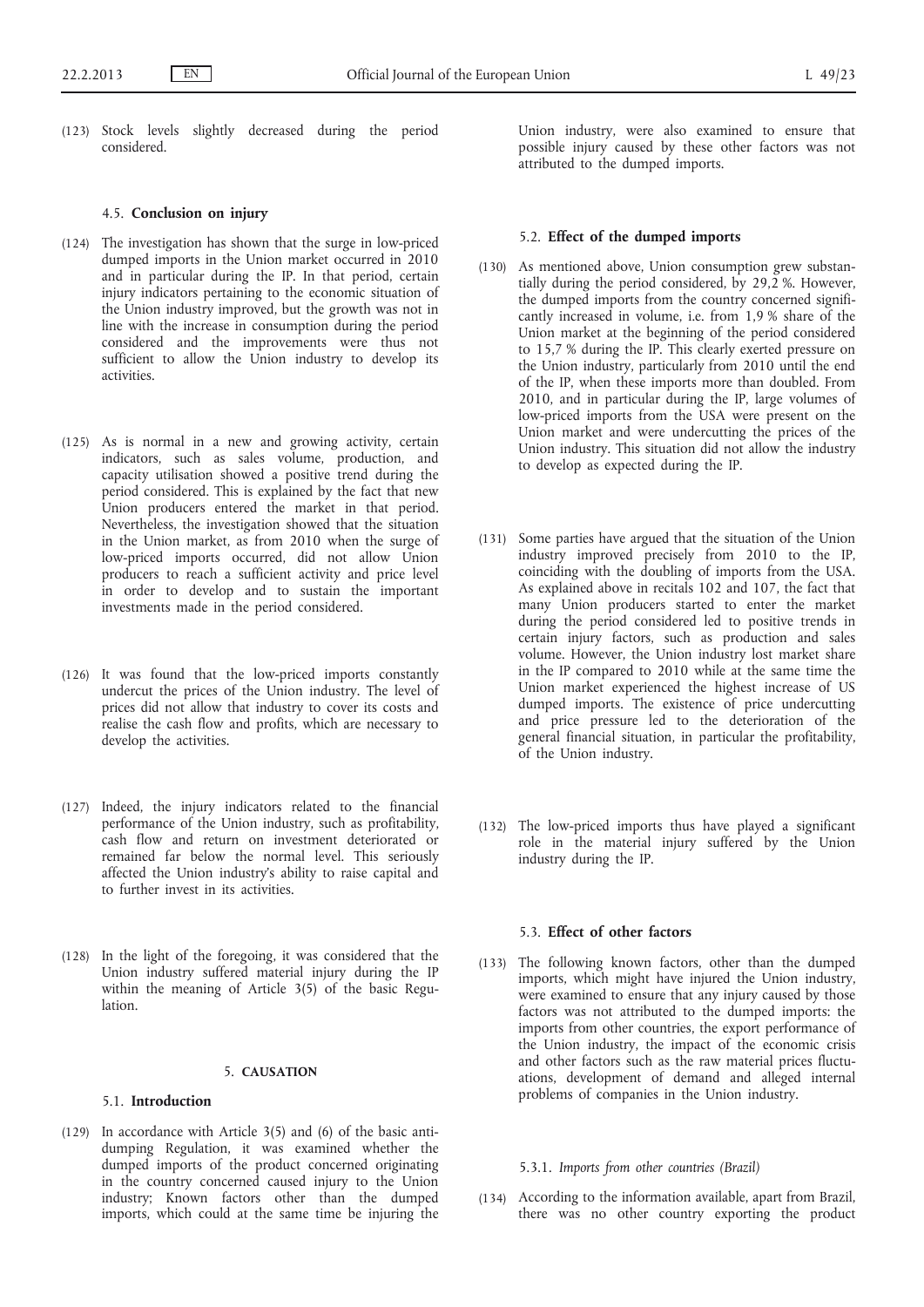(123) Stock levels slightly decreased during the period considered.

### 4.5. **Conclusion on injury**

(124) The investigation has shown that the surge in low-priced dumped imports in the Union market occurred in 2010 and in particular during the IP. In that period, certain injury indicators pertaining to the economic situation of the Union industry improved, but the growth was not in line with the increase in consumption during the period considered and the improvements were thus not sufficient to allow the Union industry to develop its activities.

(125) As is normal in a new and growing activity, certain indicators, such as sales volume, production, and capacity utilisation showed a positive trend during the period considered. This is explained by the fact that new Union producers entered the market in that period. Nevertheless, the investigation showed that the situation in the Union market, as from 2010 when the surge of low-priced imports occurred, did not allow Union producers to reach a sufficient activity and price level in order to develop and to sustain the important investments made in the period considered.

(126) It was found that the low-priced imports constantly undercut the prices of the Union industry. The level of prices did not allow that industry to cover its costs and realise the cash flow and profits, which are necessary to develop the activities.

(127) Indeed, the injury indicators related to the financial performance of the Union industry, such as profitability, cash flow and return on investment deteriorated or remained far below the normal level. This seriously affected the Union industry's ability to raise capital and to further invest in its activities.

(128) In the light of the foregoing, it was considered that the Union industry suffered material injury during the IP within the meaning of Article 3(5) of the basic Regulation.

## 5. **CAUSATION**

### 5.1. **Introduction**

(129) In accordance with Article 3(5) and (6) of the basic anti-dumping Regulation, it was examined whether the dumped imports of the product concerned originating in the country concerned caused injury to the Union industry; Known factors other than the dumped imports, which could at the same time be injuring the Union industry, were also examined to ensure that possible injury caused by these other factors was not attributed to the dumped imports.

### 5.2. **Effect of the dumped imports**

(130) As mentioned above, Union consumption grew substantially during the period considered, by 29,2 %. However, the dumped imports from the country concerned significantly increased in volume, i.e. from 1,9 % share of the Union market at the beginning of the period considered to 15,7 % during the IP. This clearly exerted pressure on the Union industry, particularly from 2010 until the end of the IP, when these imports more than doubled. From 2010, and in particular during the IP, large volumes of low-priced imports from the USA were present on the Union market and were undercutting the prices of the Union industry. This situation did not allow the industry to develop as expected during the IP.

(131) Some parties have argued that the situation of the Union industry improved precisely from 2010 to the IP, coinciding with the doubling of imports from the USA. As explained above in recitals 102 and 107, the fact that many Union producers started to enter the market during the period considered led to positive trends in certain injury factors, such as production and sales volume. However, the Union industry lost market share in the IP compared to 2010 while at the same time the Union market experienced the highest increase of US dumped imports. The existence of price undercutting and price pressure led to the deterioration of the general financial situation, in particular the profitability, of the Union industry.

(132) The low-priced imports thus have played a significant role in the material injury suffered by the Union industry during the IP.

### 5.3. **Effect of other factors**

(133) The following known factors, other than the dumped imports, which might have injured the Union industry, were examined to ensure that any injury caused by those factors was not attributed to the dumped imports: the imports from other countries, the export performance of the Union industry, the impact of the economic crisis and other factors such as the raw material prices fluctuations, development of demand and alleged internal problems of companies in the Union industry.

#### 5.3.1. *Imports from other countries (Brazil)*

(134) According to the information available, apart from Brazil, there was no other country exporting the product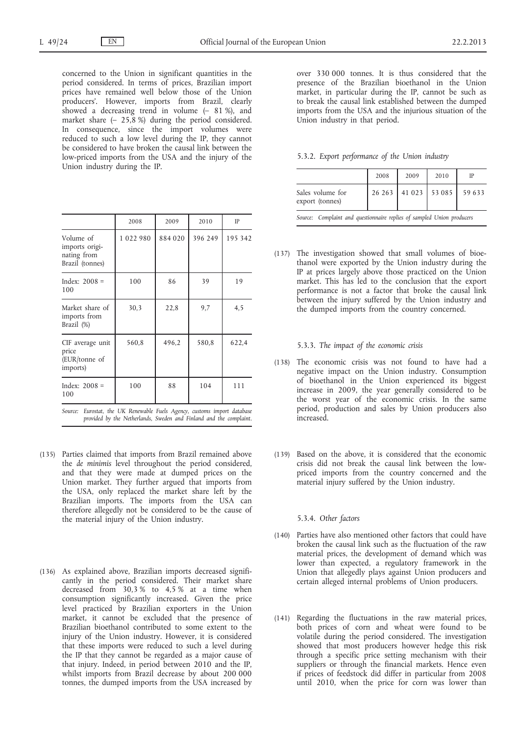concerned to the Union in significant quantities in the period considered. In terms of prices, Brazilian import prices have remained well below those of the Union producers'. However, imports from Brazil, clearly showed a decreasing trend in volume (– 81 %), and market share (– 25,8 %) during the period considered. In consequence, since the import volumes were reduced to such a low level during the IP, they cannot be considered to have broken the causal link between the low-priced imports from the USA and the injury of the Union industry during the IP.

| | 2008 | 2009 | 2010 | IP |
|---|---|---|---|---|
| Volume of imports originating from Brazil (tonnes) | 1 022 980 | 884 020 | 396 249 | 195 342 |
| Index: 2008 = 100 | 100 | 86 | 39 | 19 |
| Market share of imports from Brazil (%) | 30,3 | 22,8 | 9,7 | 4,5 |
| CIF average unit price (EUR/tonne of imports) | 560,8 | 496,2 | 580,8 | 622,4 |
| Index: 2008 = 100 | 100 | 88 | 104 | 111 |

*Source: Eurostat, the UK Renewable Fuels Agency, customs import database provided by the Netherlands, Sweden and Finland and the complaint.*

(135) Parties claimed that imports from Brazil remained above the *de minimis* level throughout the period considered, and that they were made at dumped prices on the Union market. They further argued that imports from the USA, only replaced the market share left by the Brazilian imports. The imports from the USA can therefore allegedly not be considered to be the cause of the material injury of the Union industry.

(136) As explained above, Brazilian imports decreased significantly in the period considered. Their market share decreased from 30,3 % to 4,5 % at a time when consumption significantly increased. Given the price level practiced by Brazilian exporters in the Union market, it cannot be excluded that the presence of Brazilian bioethanol contributed to some extent to the injury of the Union industry. However, it is considered that these imports were reduced to such a level during the IP that they cannot be regarded as a major cause of that injury. Indeed, in period between 2010 and the IP, whilst imports from Brazil decrease by about 200 000 tonnes, the dumped imports from the USA increased by over 330 000 tonnes. It is thus considered that the presence of the Brazilian bioethanol in the Union market, in particular during the IP, cannot be such as to break the causal link established between the dumped imports from the USA and the injurious situation of the Union industry in that period.

#### 5.3.2. *Export performance of the Union industry*

| | 2008 | 2009 | 2010 | IP |
|---|---|---|---|---|
| Sales volume for export (tonnes) | 26 263 | 41 023 | 53 085 | 59 633 |

*Source: Complaint and questionnaire replies of sampled Union producers*

(137) The investigation showed that small volumes of bioethanol were exported by the Union industry during the IP at prices largely above those practiced on the Union market. This has led to the conclusion that the export performance is not a factor that broke the causal link between the injury suffered by the Union industry and the dumped imports from the country concerned.

#### 5.3.3. *The impact of the economic crisis*

(138) The economic crisis was not found to have had a negative impact on the Union industry. Consumption of bioethanol in the Union experienced its biggest increase in 2009, the year generally considered to be the worst year of the economic crisis. In the same period, production and sales by Union producers also increased.

(139) Based on the above, it is considered that the economic crisis did not break the causal link between the low-priced imports from the country concerned and the material injury suffered by the Union industry.

#### 5.3.4. *Other factors*

(140) Parties have also mentioned other factors that could have broken the causal link such as the fluctuation of the raw material prices, the development of demand which was lower than expected, a regulatory framework in the Union that allegedly plays against Union producers and certain alleged internal problems of Union producers.

(141) Regarding the fluctuations in the raw material prices, both prices of corn and wheat were found to be volatile during the period considered. The investigation showed that most producers however hedge this risk through a specific price setting mechanism with their suppliers or through the financial markets. Hence even if prices of feedstock did differ in particular from 2008 until 2010, when the price for corn was lower than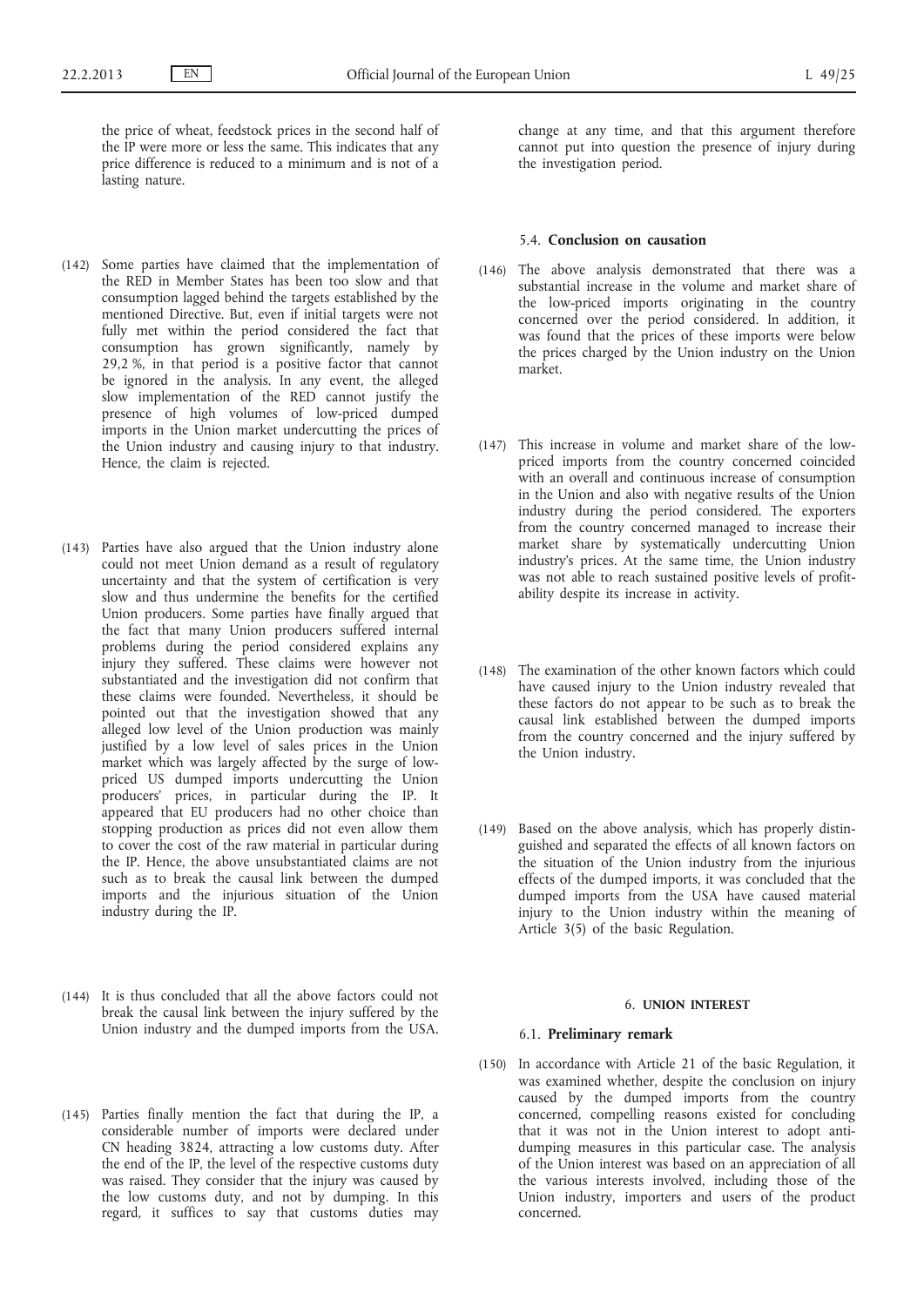the price of wheat, feedstock prices in the second half of the IP were more or less the same. This indicates that any price difference is reduced to a minimum and is not of a lasting nature.

(142) Some parties have claimed that the implementation of the RED in Member States has been too slow and that consumption lagged behind the targets established by the mentioned Directive. But, even if initial targets were not fully met within the period considered the fact that consumption has grown significantly, namely by 29,2 %, in that period is a positive factor that cannot be ignored in the analysis. In any event, the alleged slow implementation of the RED cannot justify the presence of high volumes of low-priced dumped imports in the Union market undercutting the prices of the Union industry and causing injury to that industry. Hence, the claim is rejected.

(143) Parties have also argued that the Union industry alone could not meet Union demand as a result of regulatory uncertainty and that the system of certification is very slow and thus undermine the benefits for the certified Union producers. Some parties have finally argued that the fact that many Union producers suffered internal problems during the period considered explains any injury they suffered. These claims were however not substantiated and the investigation did not confirm that these claims were founded. Nevertheless, it should be pointed out that the investigation showed that any alleged low level of the Union production was mainly justified by a low level of sales prices in the Union market which was largely affected by the surge of low-priced US dumped imports undercutting the Union producers' prices, in particular during the IP. It appeared that EU producers had no other choice than stopping production as prices did not even allow them to cover the cost of the raw material in particular during the IP. Hence, the above unsubstantiated claims are not such as to break the causal link between the dumped imports and the injurious situation of the Union industry during the IP.

(144) It is thus concluded that all the above factors could not break the causal link between the injury suffered by the Union industry and the dumped imports from the USA.

(145) Parties finally mention the fact that during the IP, a considerable number of imports were declared under CN heading 3824, attracting a low customs duty. After the end of the IP, the level of the respective customs duty was raised. They consider that the injury was caused by the low customs duty, and not by dumping. In this regard, it suffices to say that customs duties may change at any time, and that this argument therefore cannot put into question the presence of injury during the investigation period.

### 5.4. **Conclusion on causation**

(146) The above analysis demonstrated that there was a substantial increase in the volume and market share of the low-priced imports originating in the country concerned over the period considered. In addition, it was found that the prices of these imports were below the prices charged by the Union industry on the Union market.

(147) This increase in volume and market share of the low-priced imports from the country concerned coincided with an overall and continuous increase of consumption in the Union and also with negative results of the Union industry during the period considered. The exporters from the country concerned managed to increase their market share by systematically undercutting Union industry's prices. At the same time, the Union industry was not able to reach sustained positive levels of profitability despite its increase in activity.

(148) The examination of the other known factors which could have caused injury to the Union industry revealed that these factors do not appear to be such as to break the causal link established between the dumped imports from the country concerned and the injury suffered by the Union industry.

(149) Based on the above analysis, which has properly distinguished and separated the effects of all known factors on the situation of the Union industry from the injurious effects of the dumped imports, it was concluded that the dumped imports from the USA have caused material injury to the Union industry within the meaning of Article 3(5) of the basic Regulation.

## 6. **UNION INTEREST**

### 6.1. **Preliminary remark**

(150) In accordance with Article 21 of the basic Regulation, it was examined whether, despite the conclusion on injury caused by the dumped imports from the country concerned, compelling reasons existed for concluding that it was not in the Union interest to adopt anti-dumping measures in this particular case. The analysis of the Union interest was based on an appreciation of all the various interests involved, including those of the Union industry, importers and users of the product concerned.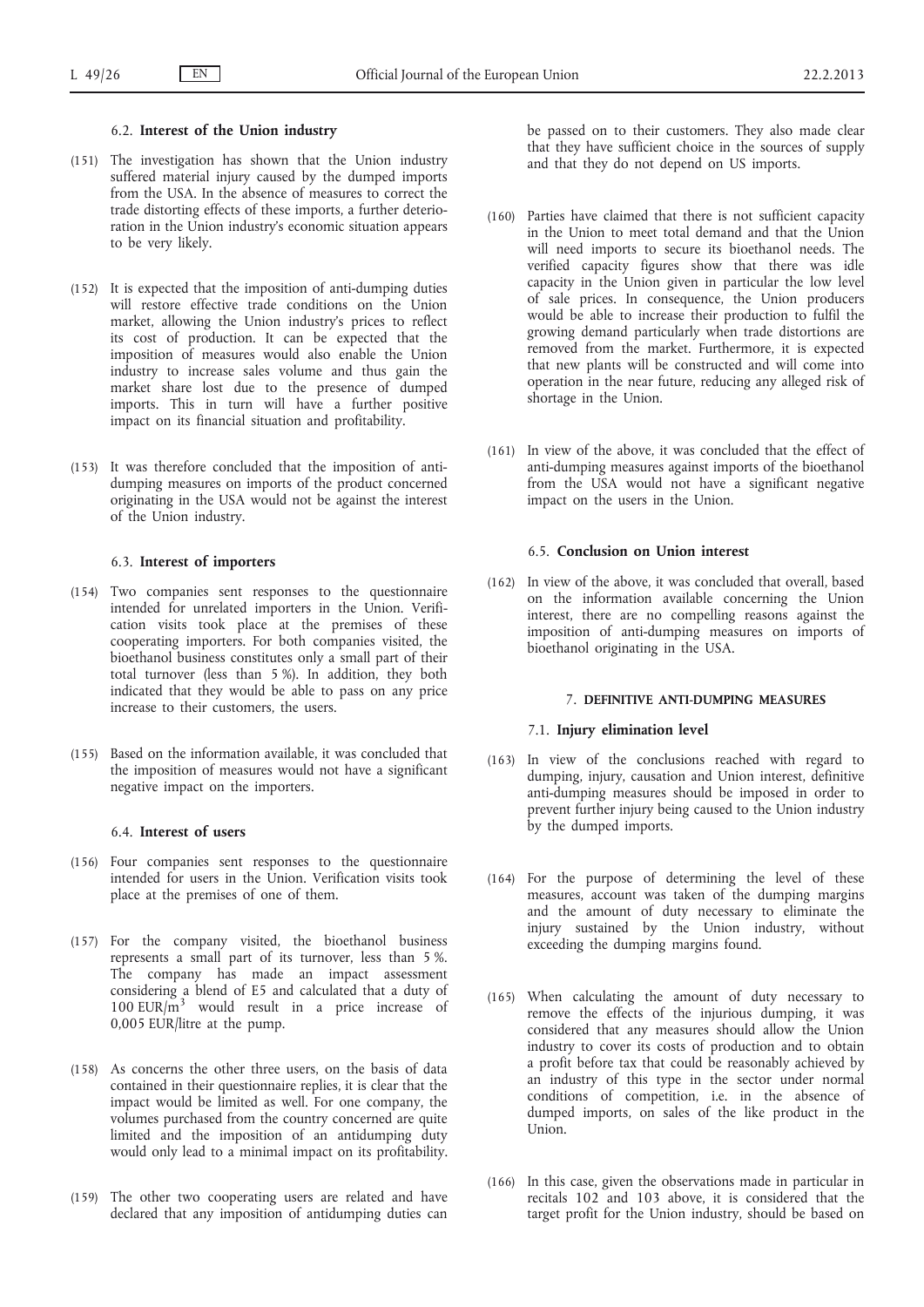### 6.2. **Interest of the Union industry**

(151) The investigation has shown that the Union industry suffered material injury caused by the dumped imports from the USA. In the absence of measures to correct the trade distorting effects of these imports, a further deterioration in the Union industry's economic situation appears to be very likely.

(152) It is expected that the imposition of anti-dumping duties will restore effective trade conditions on the Union market, allowing the Union industry's prices to reflect its cost of production. It can be expected that the imposition of measures would also enable the Union industry to increase sales volume and thus gain the market share lost due to the presence of dumped imports. This in turn will have a further positive impact on its financial situation and profitability.

(153) It was therefore concluded that the imposition of anti-dumping measures on imports of the product concerned originating in the USA would not be against the interest of the Union industry.

### 6.3. **Interest of importers**

(154) Two companies sent responses to the questionnaire intended for unrelated importers in the Union. Verification visits took place at the premises of these cooperating importers. For both companies visited, the bioethanol business constitutes only a small part of their total turnover (less than 5 %). In addition, they both indicated that they would be able to pass on any price increase to their customers, the users.

(155) Based on the information available, it was concluded that the imposition of measures would not have a significant negative impact on the importers.

### 6.4. **Interest of users**

(156) Four companies sent responses to the questionnaire intended for users in the Union. Verification visits took place at the premises of one of them.

(157) For the company visited, the bioethanol business represents a small part of its turnover, less than 5 %. The company has made an impact assessment considering a blend of E5 and calculated that a duty of 100 EUR/$m^3$ would result in a price increase of 0,005 EUR/litre at the pump.

(158) As concerns the other three users, on the basis of data contained in their questionnaire replies, it is clear that the impact would be limited as well. For one company, the volumes purchased from the country concerned are quite limited and the imposition of an antidumping duty would only lead to a minimal impact on its profitability.

(159) The other two cooperating users are related and have declared that any imposition of antidumping duties can be passed on to their customers. They also made clear that they have sufficient choice in the sources of supply and that they do not depend on US imports.

(160) Parties have claimed that there is not sufficient capacity in the Union to meet total demand and that the Union will need imports to secure its bioethanol needs. The verified capacity figures show that there was idle capacity in the Union given in particular the low level of sale prices. In consequence, the Union producers would be able to increase their production to fulfil the growing demand particularly when trade distortions are removed from the market. Furthermore, it is expected that new plants will be constructed and will come into operation in the near future, reducing any alleged risk of shortage in the Union.

(161) In view of the above, it was concluded that the effect of anti-dumping measures against imports of the bioethanol from the USA would not have a significant negative impact on the users in the Union.

### 6.5. **Conclusion on Union interest**

(162) In view of the above, it was concluded that overall, based on the information available concerning the Union interest, there are no compelling reasons against the imposition of anti-dumping measures on imports of bioethanol originating in the USA.

## 7. **DEFINITIVE ANTI-DUMPING MEASURES**

### 7.1. **Injury elimination level**

(163) In view of the conclusions reached with regard to dumping, injury, causation and Union interest, definitive anti-dumping measures should be imposed in order to prevent further injury being caused to the Union industry by the dumped imports.

(164) For the purpose of determining the level of these measures, account was taken of the dumping margins and the amount of duty necessary to eliminate the injury sustained by the Union industry, without exceeding the dumping margins found.

(165) When calculating the amount of duty necessary to remove the effects of the injurious dumping, it was considered that any measures should allow the Union industry to cover its costs of production and to obtain a profit before tax that could be reasonably achieved by an industry of this type in the sector under normal conditions of competition, i.e. in the absence of dumped imports, on sales of the like product in the Union.

(166) In this case, given the observations made in particular in recitals 102 and 103 above, it is considered that the target profit for the Union industry, should be based on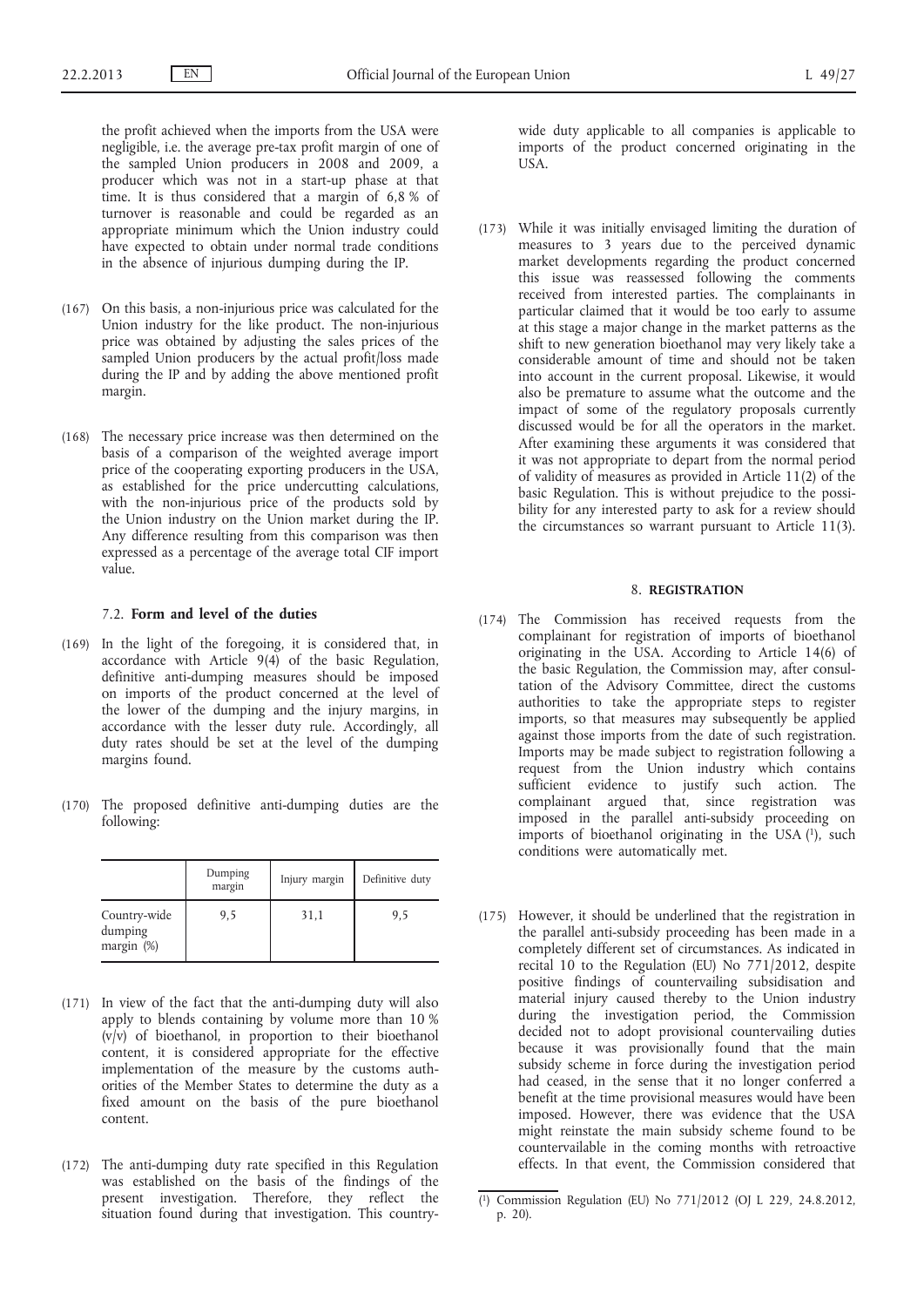the profit achieved when the imports from the USA were negligible, i.e. the average pre-tax profit margin of one of the sampled Union producers in 2008 and 2009, a producer which was not in a start-up phase at that time. It is thus considered that a margin of 6,8 % of turnover is reasonable and could be regarded as an appropriate minimum which the Union industry could have expected to obtain under normal trade conditions in the absence of injurious dumping during the IP.

(167) On this basis, a non-injurious price was calculated for the Union industry for the like product. The non-injurious price was obtained by adjusting the sales prices of the sampled Union producers by the actual profit/loss made during the IP and by adding the above mentioned profit margin.

(168) The necessary price increase was then determined on the basis of a comparison of the weighted average import price of the cooperating exporting producers in the USA, as established for the price undercutting calculations, with the non-injurious price of the products sold by the Union industry on the Union market during the IP. Any difference resulting from this comparison was then expressed as a percentage of the average total CIF import value.

### 7.2. **Form and level of the duties**

(169) In the light of the foregoing, it is considered that, in accordance with Article 9(4) of the basic Regulation, definitive anti-dumping measures should be imposed on imports of the product concerned at the level of the lower of the dumping and the injury margins, in accordance with the lesser duty rule. Accordingly, all duty rates should be set at the level of the dumping margins found.

(170) The proposed definitive anti-dumping duties are the following:

| | Dumping margin | Injury margin | Definitive duty |
|---|---|---|---|
| Country-wide dumping margin (%) | 9,5 | 31,1 | 9,5 |

(171) In view of the fact that the anti-dumping duty will also apply to blends containing by volume more than 10 % (v/v) of bioethanol, in proportion to their bioethanol content, it is considered appropriate for the effective implementation of the measure by the customs authorities of the Member States to determine the duty as a fixed amount on the basis of the pure bioethanol content.

(172) The anti-dumping duty rate specified in this Regulation was established on the basis of the findings of the present investigation. Therefore, they reflect the situation found during that investigation. This country-wide duty applicable to all companies is applicable to imports of the product concerned originating in the USA.

(173) While it was initially envisaged limiting the duration of measures to 3 years due to the perceived dynamic market developments regarding the product concerned this issue was reassessed following the comments received from interested parties. The complainants in particular claimed that it would be too early to assume at this stage a major change in the market patterns as the shift to new generation bioethanol may very likely take a considerable amount of time and should not be taken into account in the current proposal. Likewise, it would also be premature to assume what the outcome and the impact of some of the regulatory proposals currently discussed would be for all the operators in the market. After examining these arguments it was considered that it was not appropriate to depart from the normal period of validity of measures as provided in Article 11(2) of the basic Regulation. This is without prejudice to the possibility for any interested party to ask for a review should the circumstances so warrant pursuant to Article 11(3).

## 8. **REGISTRATION**

(174) The Commission has received requests from the complainant for registration of imports of bioethanol originating in the USA. According to Article 14(6) of the basic Regulation, the Commission may, after consultation of the Advisory Committee, direct the customs authorities to take the appropriate steps to register imports, so that measures may subsequently be applied against those imports from the date of such registration. Imports may be made subject to registration following a request from the Union industry which contains sufficient evidence to justify such action. The complainant argued that, since registration was imposed in the parallel anti-subsidy proceeding on imports of bioethanol originating in the USA [1], such conditions were automatically met.

(175) However, it should be underlined that the registration in the parallel anti-subsidy proceeding has been made in a completely different set of circumstances. As indicated in recital 10 to the Regulation (EU) No 771/2012, despite positive findings of countervailing subsidisation and material injury caused thereby to the Union industry during the investigation period, the Commission decided not to adopt provisional countervailing duties because it was provisionally found that the main subsidy scheme in force during the investigation period had ceased, in the sense that it no longer conferred a benefit at the time provisional measures would have been imposed. However, there was evidence that the USA might reinstate the main subsidy scheme found to be countervailable in the coming months with retroactive effects. In that event, the Commission considered that

[1] Commission Regulation (EU) No 771/2012 (OJ L 229, 24.8.2012, p. 20).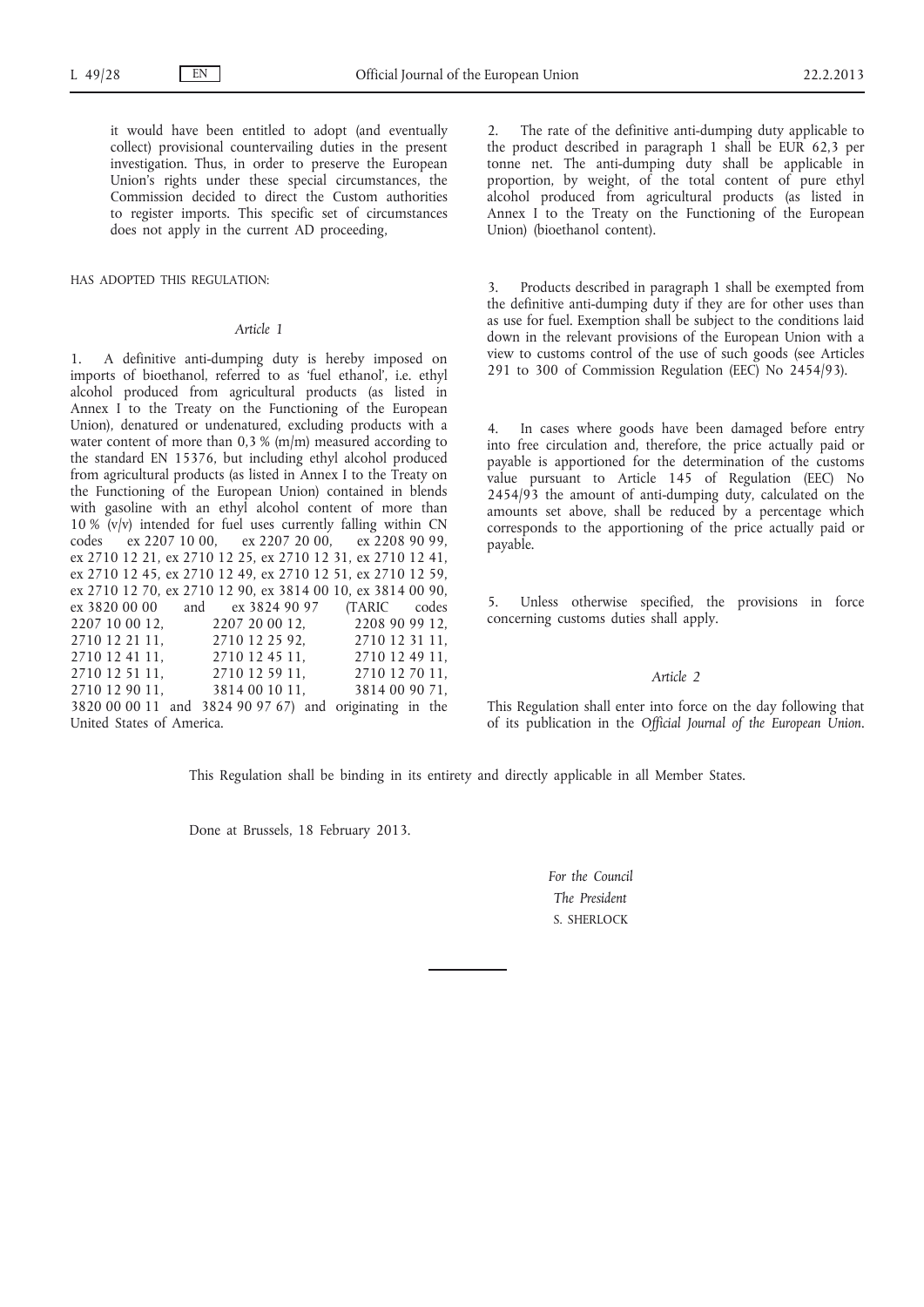it would have been entitled to adopt (and eventually collect) provisional countervailing duties in the present investigation. Thus, in order to preserve the European Union's rights under these special circumstances, the Commission decided to direct the Custom authorities to register imports. This specific set of circumstances does not apply in the current AD proceeding,

HAS ADOPTED THIS REGULATION:

*Article 1*

1. A definitive anti-dumping duty is hereby imposed on imports of bioethanol, referred to as 'fuel ethanol', i.e. ethyl alcohol produced from agricultural products (as listed in Annex I to the Treaty on the Functioning of the European Union), denatured or undenatured, excluding products with a water content of more than 0,3 % (m/m) measured according to the standard EN 15376, but including ethyl alcohol produced from agricultural products (as listed in Annex I to the Treaty on the Functioning of the European Union) contained in blends with gasoline with an ethyl alcohol content of more than 10 % (v/v) intended for fuel uses currently falling within CN codes ex 2207 10 00, ex 2207 20 00, ex 2208 90 99, ex 2710 12 21, ex 2710 12 25, ex 2710 12 31, ex 2710 12 41, ex 2710 12 45, ex 2710 12 49, ex 2710 12 51, ex 2710 12 59, ex 2710 12 70, ex 2710 12 90, ex 3814 00 10, ex 3814 00 90, ex 3820 00 00 and ex 3824 90 97 (TARIC codes 2207 10 00 12, 2207 20 00 12, 2208 90 99 12, 2710 12 21 11, 2710 12 25 92, 2710 12 31 11, 2710 12 41 11, 2710 12 45 11, 2710 12 49 11, 2710 12 51 11, 2710 12 59 11, 2710 12 70 11, 2710 12 90 11, 3814 00 10 11, 3814 00 90 71, 3820 00 00 11 and 3824 90 97 67) and originating in the United States of America.

2. The rate of the definitive anti-dumping duty applicable to the product described in paragraph 1 shall be EUR 62,3 per tonne net. The anti-dumping duty shall be applicable in proportion, by weight, of the total content of pure ethyl alcohol produced from agricultural products (as listed in Annex I to the Treaty on the Functioning of the European Union) (bioethanol content).

3. Products described in paragraph 1 shall be exempted from the definitive anti-dumping duty if they are for other uses than as use for fuel. Exemption shall be subject to the conditions laid down in the relevant provisions of the European Union with a view to customs control of the use of such goods (see Articles 291 to 300 of Commission Regulation (EEC) No 2454/93).

4. In cases where goods have been damaged before entry into free circulation and, therefore, the price actually paid or payable is apportioned for the determination of the customs value pursuant to Article 145 of Regulation (EEC) No 2454/93 the amount of anti-dumping duty, calculated on the amounts set above, shall be reduced by a percentage which corresponds to the apportioning of the price actually paid or payable.

5. Unless otherwise specified, the provisions in force concerning customs duties shall apply.

*Article 2*

This Regulation shall enter into force on the day following that of its publication in the *Official Journal of the European Union*.

This Regulation shall be binding in its entirety and directly applicable in all Member States.

Done at Brussels, 18 February 2013.

*For the Council*

*The President*

S. SHERLOCK